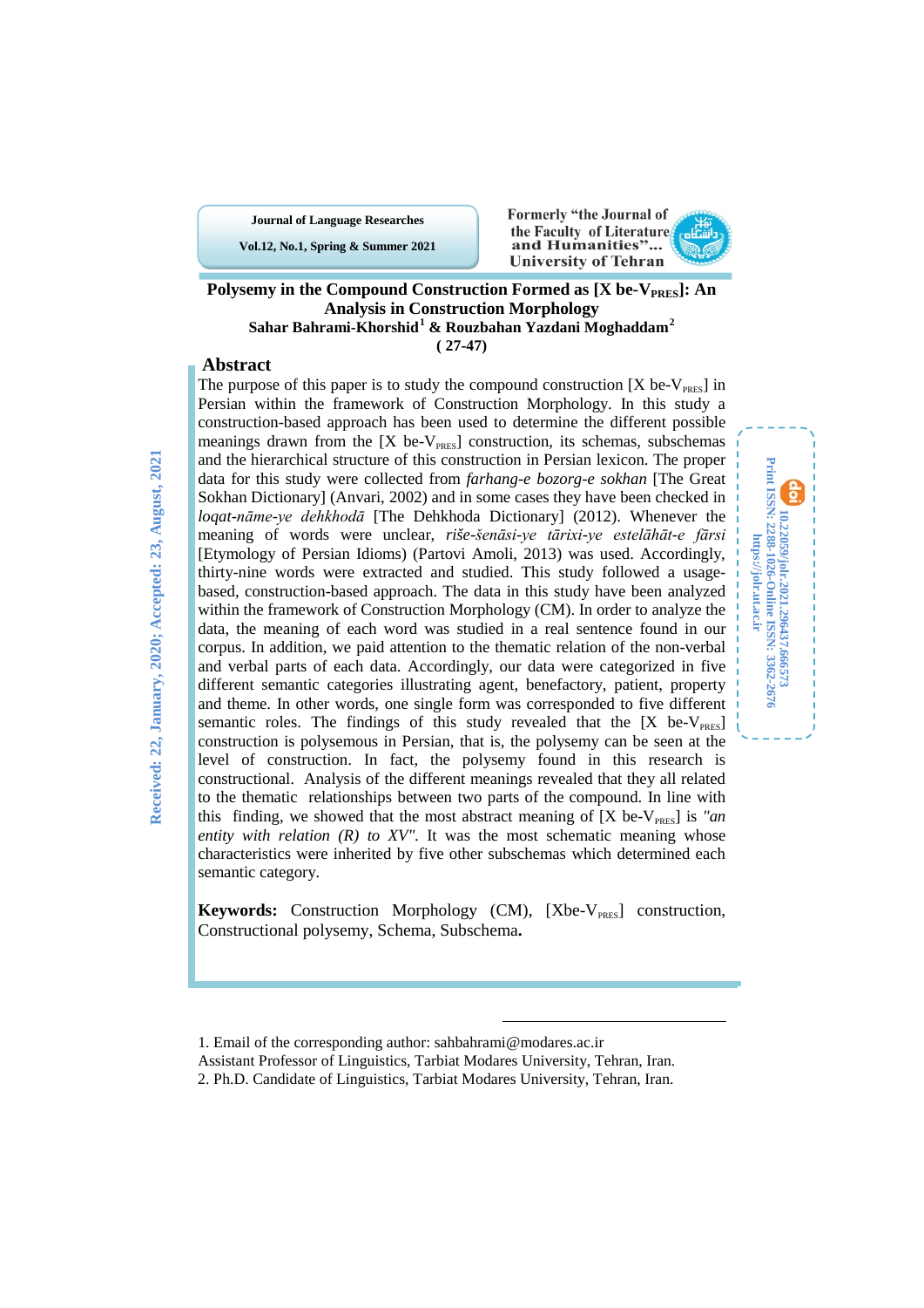Journal of Language Researches

Vol.12, No.1, Spring & Summer 2021

Formerly "the Journal of the Faculty of Literature and Humanities"... University of Tehran

# Polysemy in the Compound Construction Formed as [X be-$V_{PRES}$]: An Analysis in Construction Morphology

**Sahar Bahrami-Khorshid[1] & Rouzbahan Yazdani Moghaddam[2]**

**( 27-47)**

Received: 22, January, 2020; Accepted: 23, August, 2021

Print ISSN: 2288-1026-Online ISSN: 3362-2676

10.22059/jolr.2021.296437.666573

https://jolr.ut.ac.ir

## Abstract

The purpose of this paper is to study the compound construction [X be-$V_{PRES}$] in Persian within the framework of Construction Morphology. In this study a construction-based approach has been used to determine the different possible meanings drawn from the [X be-$V_{PRES}$] construction, its schemas, subschemas and the hierarchical structure of this construction in Persian lexicon. The proper data for this study were collected from *farhang-e bozorg-e sokhan* [The Great Sokhan Dictionary] (Anvari, 2002) and in some cases they have been checked in *loqat-nāme-ye dehkhodā* [The Dehkhoda Dictionary] (2012). Whenever the meaning of words were unclear, *riše-šenāsi-ye tārixi-ye estelāhāt-e fārsi* [Etymology of Persian Idioms) (Partovi Amoli, 2013) was used. Accordingly, thirty-nine words were extracted and studied. This study followed a usage-based, construction-based approach. The data in this study have been analyzed within the framework of Construction Morphology (CM). In order to analyze the data, the meaning of each word was studied in a real sentence found in our corpus. In addition, we paid attention to the thematic relation of the non-verbal and verbal parts of each data. Accordingly, our data were categorized in five different semantic categories illustrating agent, benefactory, patient, property and theme. In other words, one single form was corresponded to five different semantic roles. The findings of this study revealed that the [X be-$V_{PRES}$] construction is polysemous in Persian, that is, the polysemy can be seen at the level of construction. In fact, the polysemy found in this research is constructional. Analysis of the different meanings revealed that they all related to the thematic relationships between two parts of the compound. In line with this finding, we showed that the most abstract meaning of [X be-$V_{PRES}$] is *"an entity with relation (R) to XV"*. It was the most schematic meaning whose characteristics were inherited by five other subschemas which determined each semantic category.

**Keywords:** Construction Morphology (CM), [Xbe-$V_{PRES}$] construction, Constructional polysemy, Schema, Subschema.

---

1. Email of the corresponding author: sahbahrami@modares.ac.ir
Assistant Professor of Linguistics, Tarbiat Modares University, Tehran, Iran.
2. Ph.D. Candidate of Linguistics, Tarbiat Modares University, Tehran, Iran.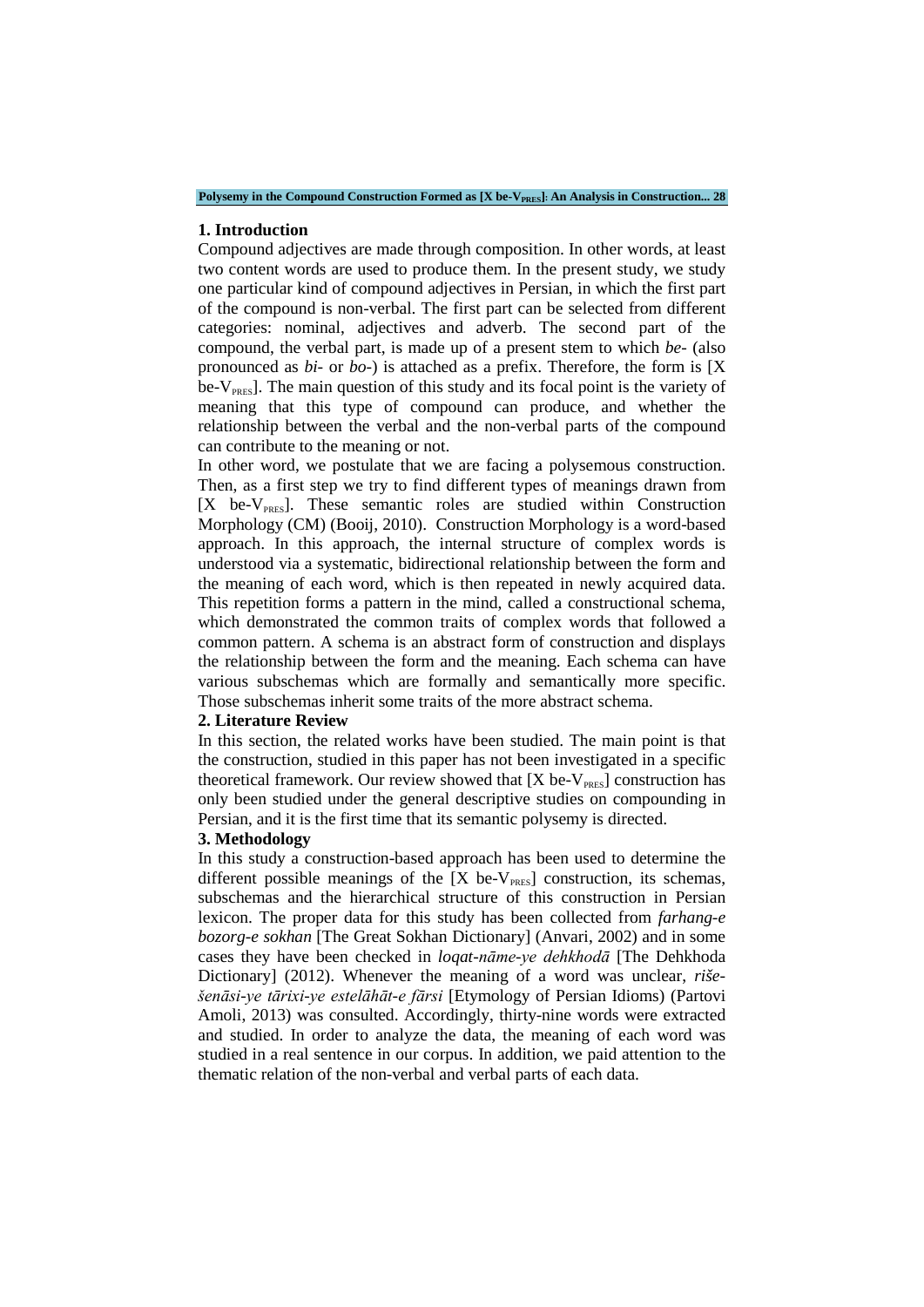## 1. Introduction

Compound adjectives are made through composition. In other words, at least two content words are used to produce them. In the present study, we study one particular kind of compound adjectives in Persian, in which the first part of the compound is non-verbal. The first part can be selected from different categories: nominal, adjectives and adverb. The second part of the compound, the verbal part, is made up of a present stem to which *be-* (also pronounced as *bi-* or *bo-*) is attached as a prefix. Therefore, the form is [X be-$V_{PRES}$]. The main question of this study and its focal point is the variety of meaning that this type of compound can produce, and whether the relationship between the verbal and the non-verbal parts of the compound can contribute to the meaning or not.

In other word, we postulate that we are facing a polysemous construction. Then, as a first step we try to find different types of meanings drawn from [X be-$V_{PRES}$]. These semantic roles are studied within Construction Morphology (CM) (Booij, 2010). Construction Morphology is a word-based approach. In this approach, the internal structure of complex words is understood via a systematic, bidirectional relationship between the form and the meaning of each word, which is then repeated in newly acquired data. This repetition forms a pattern in the mind, called a constructional schema, which demonstrated the common traits of complex words that followed a common pattern. A schema is an abstract form of construction and displays the relationship between the form and the meaning. Each schema can have various subschemas which are formally and semantically more specific. Those subschemas inherit some traits of the more abstract schema.

## 2. Literature Review

In this section, the related works have been studied. The main point is that the construction, studied in this paper has not been investigated in a specific theoretical framework. Our review showed that [X be-$V_{PRES}$] construction has only been studied under the general descriptive studies on compounding in Persian, and it is the first time that its semantic polysemy is directed.

## 3. Methodology

In this study a construction-based approach has been used to determine the different possible meanings of the [X be-$V_{PRES}$] construction, its schemas, subschemas and the hierarchical structure of this construction in Persian lexicon. The proper data for this study has been collected from *farhang-e bozorg-e sokhan* [The Great Sokhan Dictionary] (Anvari, 2002) and in some cases they have been checked in *loqat-nāme-ye dehkhodā* [The Dehkhoda Dictionary] (2012). Whenever the meaning of a word was unclear, *riše-šenāsi-ye tārixi-ye estelāhāt-e fārsi* [Etymology of Persian Idioms] (Partovi Amoli, 2013) was consulted. Accordingly, thirty-nine words were extracted and studied. In order to analyze the data, the meaning of each word was studied in a real sentence in our corpus. In addition, we paid attention to the thematic relation of the non-verbal and verbal parts of each data.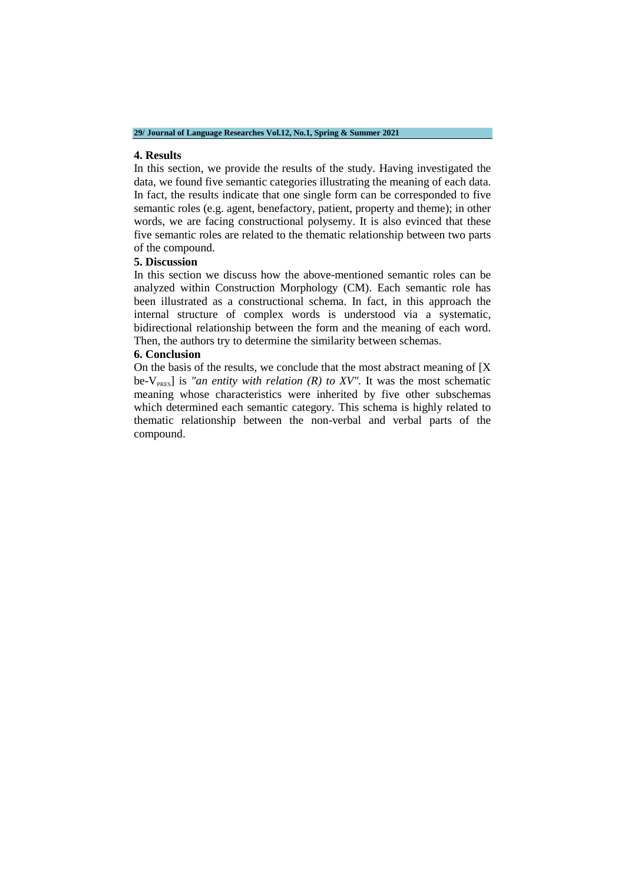## 4. Results

In this section, we provide the results of the study. Having investigated the data, we found five semantic categories illustrating the meaning of each data. In fact, the results indicate that one single form can be corresponded to five semantic roles (e.g. agent, benefactory, patient, property and theme); in other words, we are facing constructional polysemy. It is also evinced that these five semantic roles are related to the thematic relationship between two parts of the compound.

## 5. Discussion

In this section we discuss how the above-mentioned semantic roles can be analyzed within Construction Morphology (CM). Each semantic role has been illustrated as a constructional schema. In fact, in this approach the internal structure of complex words is understood via a systematic, bidirectional relationship between the form and the meaning of each word. Then, the authors try to determine the similarity between schemas.

## 6. Conclusion

On the basis of the results, we conclude that the most abstract meaning of [X be-$V_{PRES}$] is *"an entity with relation (R) to XV"*. It was the most schematic meaning whose characteristics were inherited by five other subschemas which determined each semantic category. This schema is highly related to thematic relationship between the non-verbal and verbal parts of the compound.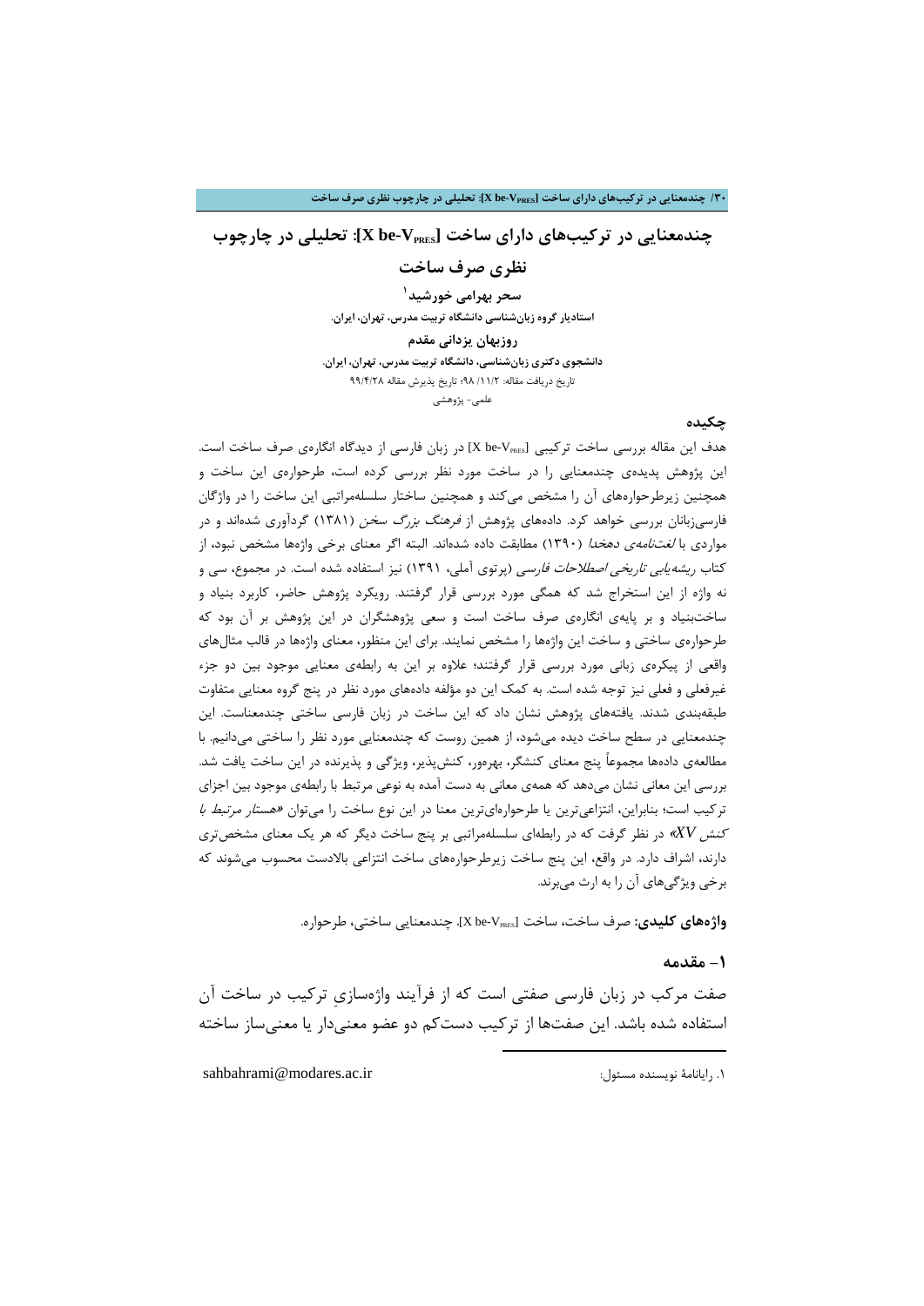# چندمعنایی در ترکیب‌های دارای ساخت [X be-V$_{PRES}$]: تحلیلی در چارچوب نظری صرف ساخت

**سحر بهرامی خورشید**[1]

**استادیار گروه زبان‌شناسی دانشگاه تربیت مدرس، تهران، ایران.**

**روزبهان یزدانی مقدم**

**دانشجوی دکتری زبان‌شناسی، دانشگاه تربیت مدرس، تهران، ایران.**

تاریخ دریافت مقاله: ۹۸/ ۱۱/۲؛ تاریخ پذیرش مقاله ۹۹/۴/۲۸

علمی- پژوهشی

## چکیده

هدف این مقاله بررسی ساخت ترکیبی [X be-V$_{PRES}$] در زبان فارسی از دیدگاه انگاره‌ی صرف ساخت است. این پژوهش پدیده‌ی چندمعنایی را در ساخت مورد نظر بررسی کرده است، طرحواره‌ی این ساخت و همچنین زیرطرحواره‌های آن را مشخص می‌کند و همچنین ساختار سلسله‌مراتبی این ساخت را در واژگان فارسی‌زبانان بررسی خواهد کرد. داده‌های پژوهش از *فرهنگ بزرگ سخن* (۱۳۸۱) گردآوری شده‌اند و در مواردی با *لغت‌نامه‌ی دهخدا* (۱۳۹۰) مطابقت داده شده‌اند. البته اگر معنای برخی واژه‌ها مشخص نبود، از کتاب *ریشه‌یابی تاریخی اصطلاحات فارسی* (پرتوی آملی، ۱۳۹۱) نیز استفاده شده است. در مجموع، سی و نه واژه از این استخراج شد که همگی مورد بررسی قرار گرفتند. رویکرد پژوهش حاضر، کاربرد بنیاد و ساخت‌بنیاد و بر پایه‌ی انگاره‌ی صرف ساخت است و سعی پژوهشگران در این پژوهش بر آن بود که طرحواره‌ی ساختی و ساخت این واژه‌ها را مشخص نمایند. برای این منظور، معنای واژه‌ها در قالب مثال‌های واقعی از پیکره‌ی زبانی مورد بررسی قرار گرفتند؛ علاوه بر این به رابطه‌ی معنایی موجود بین دو جزء غیرفعلی و فعلی نیز توجه شده است. به کمک این دو مؤلفه داده‌های مورد نظر در پنج گروه معنایی متفاوت طبقه‌بندی شدند. یافته‌های پژوهش نشان داد که این ساخت در زبان فارسی ساختی چندمعناست. این چندمعنایی در سطح ساخت دیده می‌شود، از همین روست که چندمعنایی مورد نظر را ساختی می‌دانیم. با مطالعه‌ی داده‌ها مجموعاً پنج معنای کنشگر، بهره‌ور، کنش‌پذیر، ویژگی و پذیرنده در این ساخت یافت شد. بررسی این معانی نشان می‌دهد که همه‌ی معانی به دست آمده به نوعی مرتبط با رابطه‌ی موجود بین اجزای ترکیب است؛ بنابراین، انتزاعی‌ترین یا طرحواره‌ای‌ترین معنا در این نوع ساخت را می‌توان *«هستار مرتبط با کنش XV»* در نظر گرفت که در رابطه‌ای سلسله‌مراتبی بر پنج ساخت دیگر که هر یک معنای مشخص‌تری دارند، اشراف دارد. در واقع، این پنج ساخت زیرطرحواره‌های ساخت انتزاعی بالادست محسوب می‌شوند که برخی ویژگی‌های آن را به ارث می‌برند.

**واژه‌های کلیدی:** صرف ساخت، ساخت [X be-V$_{PRES}$]، چندمعنایی ساختی، طرحواره.

## ۱- مقدمه

صفت مرکب در زبان فارسی صفتی است که از فرآیند واژه‌سازیِ ترکیب در ساخت آن استفاده شده باشد. این صفت‌ها از ترکیب دست‌کم دو عضو معنی‌دار یا معنی‌ساز ساخته

---

[1] . رایانامهٔ نویسنده مسئول: sahbahrami@modares.ac.ir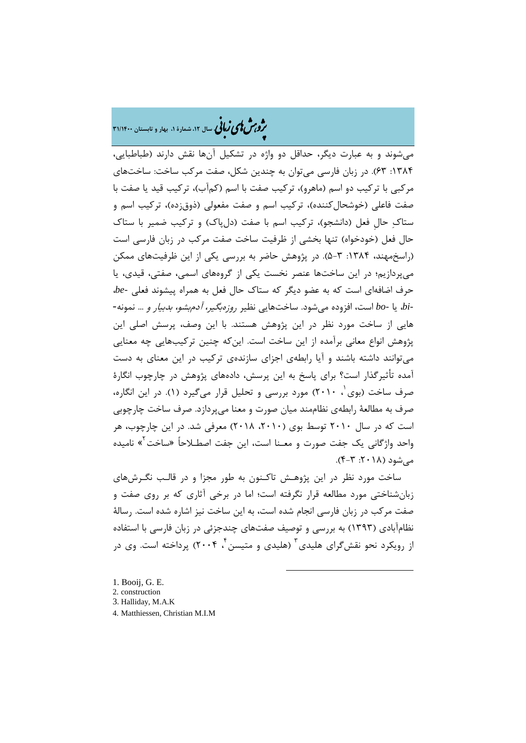می‌شوند و به عبارت دیگر، حداقل دو واژه در تشکیل آن‌ها نقش دارند (طباطبایی، ۱۳۸۴: ۶۳). در زبان فارسی می‌توان به چندین شکل، صفت مرکب ساخت: ساخت‌های مرکبی با ترکیب دو اسم (ماهرو)، ترکیب صفت با اسم (کم‌آب)، ترکیب قید یا صفت با صفت فاعلی (خوشحال‌کننده)، ترکیب اسم و صفت مفعولی (ذوق‌زده)، ترکیب اسم و ستاکِ حالِ فعل (دانشجو)، ترکیب اسم با صفت (دل‌پاک) و ترکیب ضمیر با ستاک حال فعل (خودخواه) تنها بخشی از ظرفیت ساخت صفت مرکب در زبان فارسی است (راسخ‌مهند، ۱۳۸۴: ۳-۵). در پژوهش حاضر به بررسی یکی از این ظرفیت‌های ممکن می‌پردازیم؛ در این ساخت‌ها عنصر نخست یکی از گروه‌های اسمی، صفتی، قیدی، یا حرف اضافه‌ای است که به عضو دیگر که ستاک حال فعل به همراه پیشوند فعلی *-be*، *-bi*، یا *-bo* است، افزوده می‌شود. ساخت‌هایی نظیر *روزه‌بگیر، آدم‌بشو، بدبیار و* ... نمونه‌هایی از ساخت مورد نظر در این پژوهش هستند. با این وصف، پرسش اصلی این پژوهش انواع معانی برآمده از این ساخت است. این‌که چنین ترکیب‌هایی چه معنایی می‌توانند داشته باشند و آیا رابطه‌ی اجزای سازنده‌ی ترکیب در این معنای به دست آمده تأثیرگذار است؟ برای پاسخ به این پرسش، داده‌های پژوهش در چارچوب انگارۀ صرف ساخت (بوی[1]، ۲۰۱۰) مورد بررسی و تحلیل قرار می‌گیرد (۱). در این انگاره، صرف به مطالعۀ رابطه‌ی نظام‌مند میان صورت و معنا می‌پردازد. صرف ساخت چارچوبی است که در سال ۲۰۱۰ توسط بوی (۲۰۱۰، ۲۰۱۸) معرفی شد. در این چارچوب، هر واحد واژگانی یک جفت صورت و معنا است، این جفت اصطلاحاً «ساخت[2]» نامیده می‌شود (۲۰۱۸: ۳-۴).

ساخت مورد نظر در این پژوهش تاکنون به طور مجزا و در قالب نگرش‌های زبان‌شناختی مورد مطالعه قرار نگرفته است؛ اما در برخی آثاری که بر روی صفت و صفت مرکب در زبان فارسی انجام شده است، به این ساخت نیز اشاره شده است. رسالۀ نظام‌آبادی (۱۳۹۳) به بررسی و توصیف صفت‌های چندجزئی در زبان فارسی با استفاده از رویکرد نحو نقش‌گرای هلیدی[3] (هلیدی و متیسن[4]، ۲۰۰۴) پرداخته است. وی در

---

1. Booij, G. E.
2. construction
3. Halliday, M.A.K
4. Matthiessen, Christian M.I.M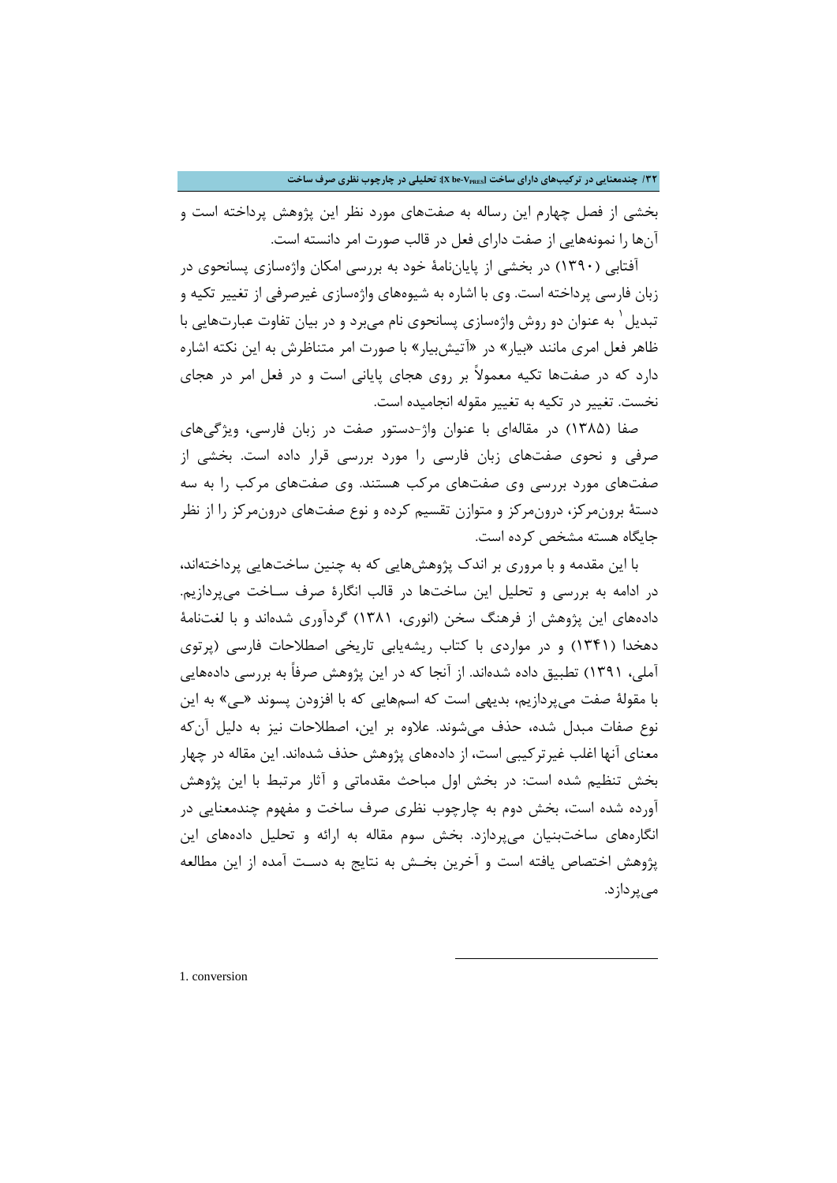بخشی از فصل چهارم این رساله به صفت‌های مورد نظر این پژوهش پرداخته است و آن‌ها را نمونه‌هایی از صفت دارای فعل در قالب صورت امر دانسته است.

آفتابی (۱۳۹۰) در بخشی از پایان‌نامهٔ خود به بررسی امکان واژه‌سازی پسانحوی در زبان فارسی پرداخته است. وی با اشاره به شیوه‌های واژه‌سازی غیرصرفی از تغییر تکیه و تبدیل[1] به عنوان دو روش واژه‌سازی پسانحوی نام می‌برد و در بیان تفاوت عبارت‌هایی با ظاهر فعل امری مانند «بیار» در «آتیش‌بیار» با صورت امر متناظرش به این نکته اشاره دارد که در صفت‌ها تکیه معمولاً بر روی هجای پایانی است و در فعل امر در هجای نخست. تغییر در تکیه به تغییر مقوله انجامیده است.

صفا (۱۳۸۵) در مقاله‌ای با عنوان واژ-دستور صفت در زبان فارسی، ویژگی‌های صرفی و نحوی صفت‌های زبان فارسی را مورد بررسی قرار داده است. بخشی از صفت‌های مورد بررسی وی صفت‌های مرکب هستند. وی صفت‌های مرکب را به سه دستهٔ برون‌مرکز، درون‌مرکز و متوازن تقسیم کرده و نوع صفت‌های درون‌مرکز را از نظر جایگاه هسته مشخص کرده است.

با این مقدمه و با مروری بر اندک پژوهش‌هایی که به چنین ساخت‌هایی پرداخته‌اند، در ادامه به بررسی و تحلیل این ساخت‌ها در قالب انگارهٔ صرف ساخت می‌پردازیم. داده‌های این پژوهش از فرهنگ سخن (انوری، ۱۳۸۱) گردآوری شده‌اند و با لغت‌نامهٔ دهخدا (۱۳۴۱) و در مواردی با کتاب ریشه‌یابی تاریخی اصطلاحات فارسی (پرتوی آملی، ۱۳۹۱) تطبیق داده شده‌اند. از آنجا که در این پژوهش صرفاً به بررسی داده‌هایی با مقولهٔ صفت می‌پردازیم، بدیهی است که اسم‌هایی که با افزودن پسوند «ـی» به این نوع صفات مبدل شده، حذف می‌شوند. علاوه بر این، اصطلاحات نیز به دلیل آن‌که معنای آنها اغلب غیرترکیبی است، از داده‌های پژوهش حذف شده‌اند. این مقاله در چهار بخش تنظیم شده است: در بخش اول مباحث مقدماتی و آثار مرتبط با این پژوهش آورده شده است، بخش دوم به چارچوب نظری صرف ساخت و مفهوم چندمعنایی در انگاره‌های ساخت‌بنیان می‌پردازد. بخش سوم مقاله به ارائه و تحلیل داده‌های این پژوهش اختصاص یافته است و آخرین بخش به نتایج به دست آمده از این مطالعه می‌پردازد.

---

1. conversion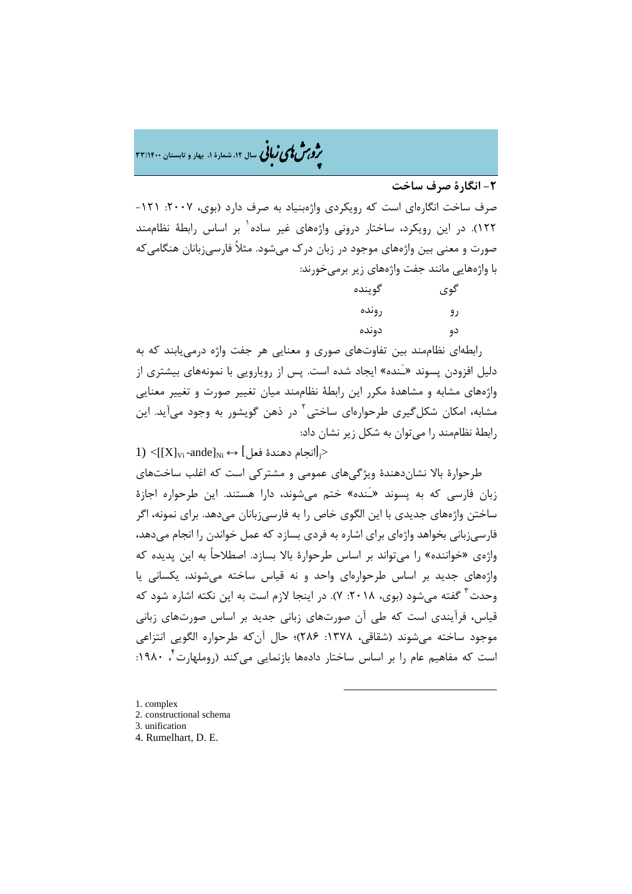## ۲- انگارۀ صرف ساخت

صرف ساخت انگاره‌ای است که رویکردی واژه‌بنیاد به صرف دارد (بوی، ۲۰۰۷: ۱۲۱-۱۲۲). در این رویکرد، ساختار درونی واژه‌های غیر ساده[1] بر اساس رابطۀ نظام‌مند صورت و معنی بین واژه‌های موجود در زبان درک می‌شود. مثلاً فارسی‌زبانان هنگامی‌که با واژه‌هایی مانند جفت واژه‌های زیر برمی‌خورند:

| | |
|---|---|
| گوی | گوینده |
| رو | رونده |
| دو | دونده |

رابطه‌ای نظام‌مند بین تفاوت‌های صوری و معنایی هر جفت واژه درمی‌یابند که به دلیل افزودن پسوند «ـَنده» ایجاد شده است. پس از رویارویی با نمونه‌های بیشتری از واژه‌های مشابه و مشاهدۀ مکرر این رابطۀ نظام‌مند میان تغییر صورت و تغییر معنایی مشابه، امکان شکل‌گیری طرحواره‌ای ساختی[2] در ذهن گویشور به وجود می‌آید. این رابطۀ نظام‌مند را می‌توان به شکل زیر نشان داد:

1) $<[[X]_{Vi}\text{-ande}]_{Ni} \leftrightarrow$ [انجام دهندۀ فعل$]_{j}>$

طرحوارۀ بالا نشان‌دهندۀ ویژگی‌های عمومی و مشترکی است که اغلب ساخت‌های زبان فارسی که به پسوند «ـَنده» ختم می‌شوند، دارا هستند. این طرحواره اجازۀ ساختن واژه‌های جدیدی با این الگوی خاص را به فارسی‌زبانان می‌دهد. برای نمونه، اگر فارسی‌زبانی بخواهد واژه‌ای برای اشاره به فردی بسازد که عمل خواندن را انجام می‌دهد، واژه‌ی «خواننده» را می‌تواند بر اساس طرحوارۀ بالا بسازد. اصطلاحاً به این پدیده که واژه‌های جدید بر اساس طرحواره‌ای واحد و نه قیاس ساخته می‌شوند، یکسانی یا وحدت[3] گفته می‌شود (بوی، ۲۰۱۸: ۷). در اینجا لازم است به این نکته اشاره شود که قیاس، فرآیندی است که طی آن صورت‌های زبانی جدید بر اساس صورت‌های زبانی موجود ساخته می‌شوند (شقاقی، ۱۳۷۸: ۲۸۶)؛ حال آن‌که طرحواره الگویی انتزاعی است که مفاهیم عام را بر اساس ساختار داده‌ها بازنمایی می‌کند (روملهارت[4]، ۱۹۸۰:

---

1. complex
2. constructional schema
3. unification
4. Rumelhart, D. E.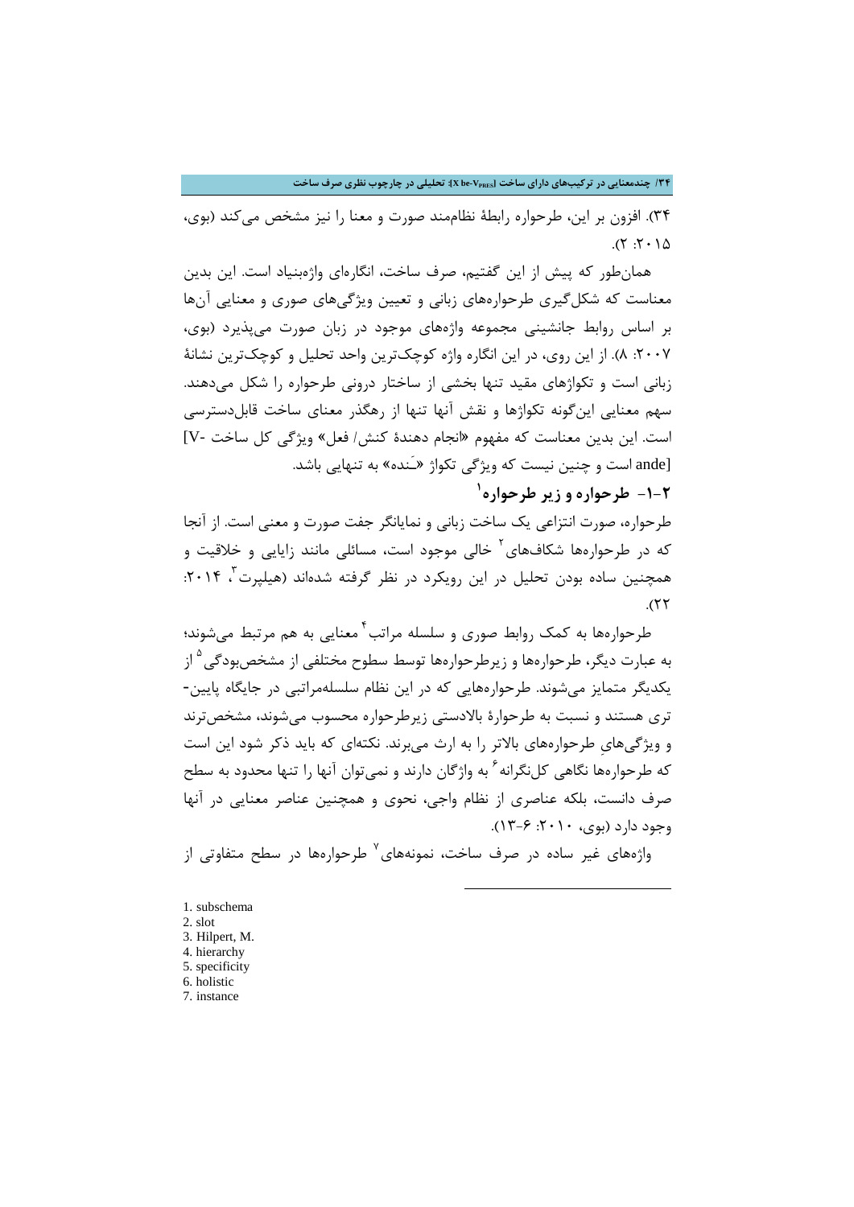۳۴). افزون بر این، طرحواره رابطۀ نظام‌مند صورت و معنا را نیز مشخص می‌کند (بوی، ۲۰۱۵: ۲).

همان‌طور که پیش از این گفتیم، صرف ساخت، انگاره‌ای واژه‌بنیاد است. این بدین معناست که شکل‌گیری طرحواره‌های زبانی و تعیین ویژگی‌های صوری و معنایی آن‌ها بر اساس روابط جانشینی مجموعه واژه‌های موجود در زبان صورت می‌پذیرد (بوی، ۲۰۰۷: ۸). از این روی، در این انگاره واژه کوچک‌ترین واحد تحلیل و کوچک‌ترین نشانۀ زبانی است و تکواژهای مقید تنها بخشی از ساختار درونی طرحواره را شکل می‌دهند. سهم معنایی این‌گونه تکواژها و نقش آنها تنها از رهگذر معنای ساخت قابل‌دسترسی است. این بدین معناست که مفهوم «انجام دهندۀ کنش/ فعل» ویژگی کل ساخت [V-ande] است و چنین نیست که ویژگی تکواژ «ـَنده» به تنهایی باشد.

## ۲-۱- طرحواره و زیر طرحواره[1]

طرحواره، صورت انتزاعی یک ساخت زبانی و نمایانگر جفت صورت و معنی است. از آنجا که در طرحواره‌ها شکاف‌های[2] خالی موجود است، مسائلی مانند زایایی و خلاقیت و همچنین ساده بودن تحلیل در این رویکرد در نظر گرفته شده‌اند (هیلپرت[3]، ۲۰۱۴: ۲۲).

طرحواره‌ها به کمک روابط صوری و سلسله مراتب[4] معنایی به هم مرتبط می‌شوند؛ به عبارت دیگر، طرحواره‌ها و زیرطرحواره‌ها توسط سطوح مختلفی از مشخص‌بودگی[5] از یکدیگر متمایز می‌شوند. طرحواره‌هایی که در این نظام سلسله‌مراتبی در جایگاه پایین‌تری هستند و نسبت به طرحوارۀ بالادستی زیرطرحواره محسوب می‌شوند، مشخص‌ترند و ویژگی‌هایِ طرحواره‌های بالاتر را به ارث می‌برند. نکته‌ای که باید ذکر شود این است که طرحواره‌ها نگاهی کل‌نگرانه[6] به واژگان دارند و نمی‌توان آنها را تنها محدود به سطح صرف دانست، بلکه عناصری از نظام واجی، نحوی و همچنین عناصر معنایی در آنها وجود دارد (بوی، ۲۰۱۰: ۶-۱۳).

واژه‌های غیر ساده در صرف ساخت، نمونه‌های[7] طرحواره‌ها در سطح متفاوتی از

---

1. subschema
2. slot
3. Hilpert, M.
4. hierarchy
5. specificity
6. holistic
7. instance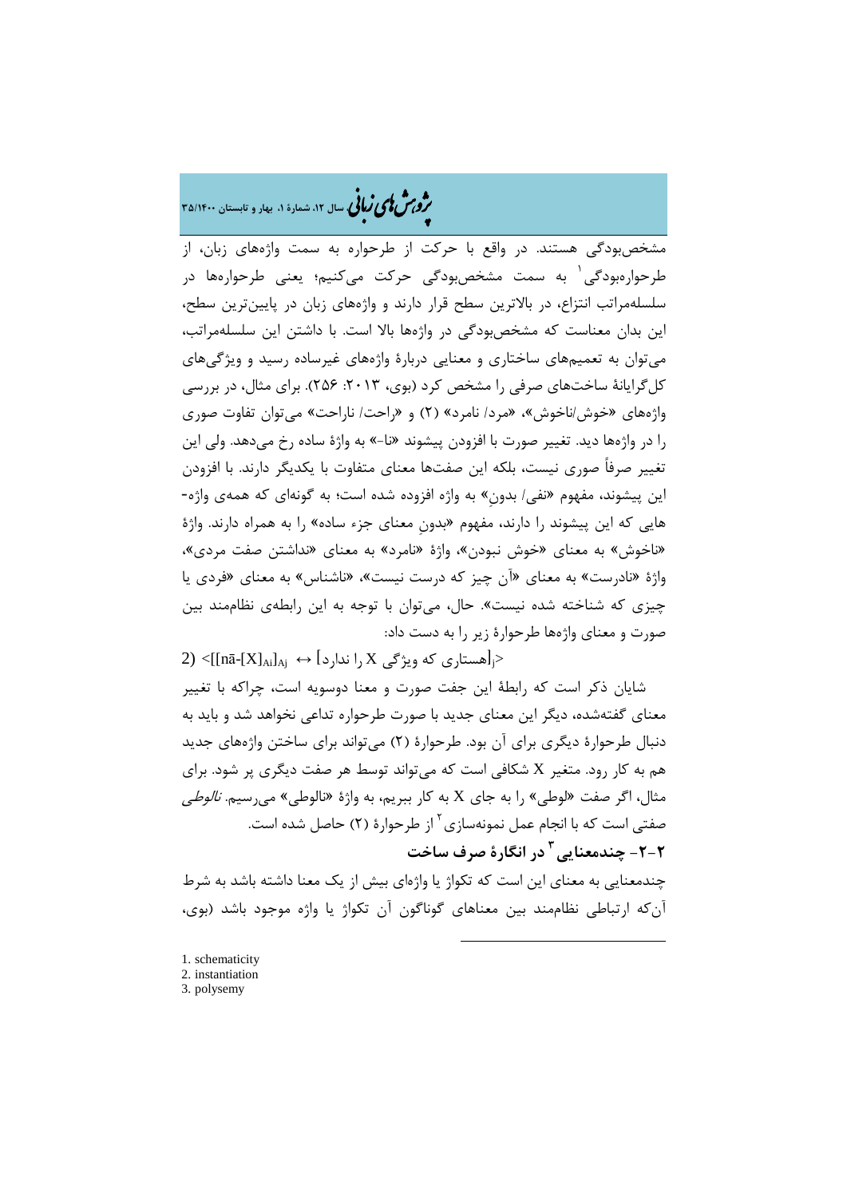مشخص‌بودگی هستند. در واقع با حرکت از طرحواره به سمت واژه‌های زبان، از طرحواره‌بودگی[1] به سمت مشخص‌بودگی حرکت می‌کنیم؛ یعنی طرحواره‌ها در سلسله‌مراتب انتزاع، در بالاترین سطح قرار دارند و واژه‌های زبان در پایین‌ترین سطح، این بدان معناست که مشخص‌بودگی در واژه‌ها بالا است. با داشتن این سلسله‌مراتب، می‌توان به تعمیم‌های ساختاری و معنایی دربارهٔ واژه‌های غیرساده رسید و ویژگی‌های کل‌گرایانهٔ ساخت‌های صرفی را مشخص کرد (بوی، ۲۰۱۳: ۲۵۶). برای مثال، در بررسی واژه‌های «خوش/ناخوش»، «مرد/ نامرد» (۲) و «راحت/ ناراحت» می‌توان تفاوت صوری را در واژه‌ها دید. تغییر صورت با افزودن پیشوند «نا-» به واژهٔ ساده رخ می‌دهد. ولی این تغییر صرفاً صوری نیست، بلکه این صفت‌ها معنای متفاوت با یکدیگر دارند. با افزودن این پیشوند، مفهوم «نفی/ بدونِ» به واژه افزوده شده است؛ به گونه‌ای که همه‌ی واژه‌هایی که این پیشوند را دارند، مفهوم «بدونِ معنای جزء ساده» را به همراه دارند. واژهٔ «ناخوش» به معنای «خوش نبودن»، واژهٔ «نامرد» به معنای «نداشتن صفت مردی»، واژهٔ «نادرست» به معنای «آن چیز که درست نیست»، «ناشناس» به معنای «فردی یا چیزی که شناخته شده نیست». حال، می‌توان با توجه به این رابطه‌ی نظام‌مند بین صورت و معنای واژه‌ها طرحوارهٔ زیر را به دست داد:

2) $<[[\text{nā-}[X]_{Ai}]_{Aj} \leftrightarrow$ [هستاری که ویژگی X را ندارد]$_j>$

شایان ذکر است که رابطهٔ این جفت صورت و معنا دوسویه است، چراکه با تغییر معنای گفته‌شده، دیگر این معنای جدید با صورت طرحواره تداعی نخواهد شد و باید به دنبال طرحوارهٔ دیگری برای آن بود. طرحوارهٔ (۲) می‌تواند برای ساختن واژه‌های جدید هم به کار رود. متغیر X شکافی است که می‌تواند توسط هر صفت دیگری پر شود. برای مثال، اگر صفت «لوطی» را به جای X به کار ببریم، به واژهٔ «نالوطی» می‌رسیم. *نالوطی* صفتی است که با انجام عمل نمونه‌سازی[2] از طرحوارهٔ (۲) حاصل شده است.

### ۲-۲- چندمعنایی[3] در انگارهٔ صرف ساخت

چندمعنایی به معنای این است که تکواژ یا واژه‌ای بیش از یک معنا داشته باشد به شرط آن‌که ارتباطی نظام‌مند بین معناهای گوناگون آن تکواژ یا واژه موجود باشد (بوی،

1. schematicity
2. instantiation
3. polysemy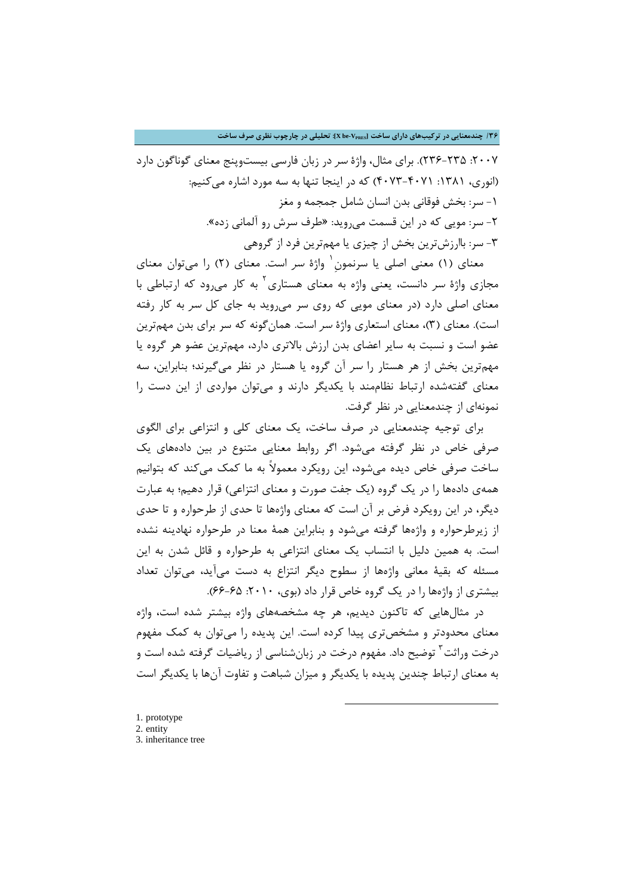۲۰۰۷: ۲۳۵-۲۳۶). برای مثال، واژهٔ سر در زبان فارسی بیست‌وپنج معنای گوناگون دارد (انوری، ۱۳۸۱: ۴۰۷۱-۴۰۷۳) که در اینجا تنها به سه مورد اشاره می‌کنیم:

۱- سر: بخش فوقانی بدن انسان شامل جمجمه و مغز

۲- سر: مویی که در این قسمت می‌روید: «طرف سرش رو آلمانی زده».

۳- سر: باارزش‌ترین بخش از چیزی یا مهم‌ترین فرد از گروهی

معنای (۱) معنی اصلی یا سرنمونِ[1] واژهٔ سر است. معنای (۲) را می‌توان معنای مجازی واژهٔ سر دانست، یعنی واژه به معنای هستاری[2] به کار می‌رود که ارتباطی با معنای اصلی دارد (در معنای مویی که روی سر می‌روید به جای کل سر به کار رفته است). معنای (۳)، معنای استعاری واژهٔ سر است. همان‌گونه که سر برای بدن مهم‌ترین عضو است و نسبت به سایر اعضای بدن ارزش بالاتری دارد، مهم‌ترین عضو هر گروه یا مهم‌ترین بخش از هر هستار را سر آن گروه یا هستار در نظر می‌گیرند؛ بنابراین، سه معنای گفته‌شده ارتباط نظام‌مند با یکدیگر دارند و می‌توان مواردی از این دست را نمونه‌ای از چندمعنایی در نظر گرفت.

برای توجیه چندمعنایی در صرف ساخت، یک معنای کلی و انتزاعی برای الگوی صرفی خاص در نظر گرفته می‌شود. اگر روابط معنایی متنوع در بین داده‌های یک ساخت صرفی خاص دیده می‌شود، این رویکرد معمولاً به ما کمک می‌کند که بتوانیم همه‌ی داده‌ها را در یک گروه (یک جفت صورت و معنای انتزاعی) قرار دهیم؛ به عبارت دیگر، در این رویکرد فرض بر آن است که معنای واژه‌ها تا حدی از طرحواره و تا حدی از زیرطرحواره و واژه‌ها گرفته می‌شود و بنابراین همهٔ معنا در طرحواره نهادینه نشده است. به همین دلیل با انتساب یک معنای انتزاعی به طرحواره و قائل شدن به این مسئله که بقیهٔ معانی واژه‌ها از سطوح دیگر انتزاع به دست می‌آید، می‌توان تعداد بیشتری از واژه‌ها را در یک گروه خاص قرار داد (بوی، ۲۰۱۰: ۶۵-۶۶).

در مثال‌هایی که تاکنون دیدیم، هر چه مشخصه‌های واژه بیشتر شده است، واژه معنای محدودتر و مشخص‌تری پیدا کرده است. این پدیده را می‌توان به کمک مفهوم درخت وراثت[3] توضیح داد. مفهوم درخت در زبان‌شناسی از ریاضیات گرفته شده است و به معنای ارتباط چندین پدیده با یکدیگر و میزان شباهت و تفاوت آن‌ها با یکدیگر است

---

1. prototype
2. entity
3. inheritance tree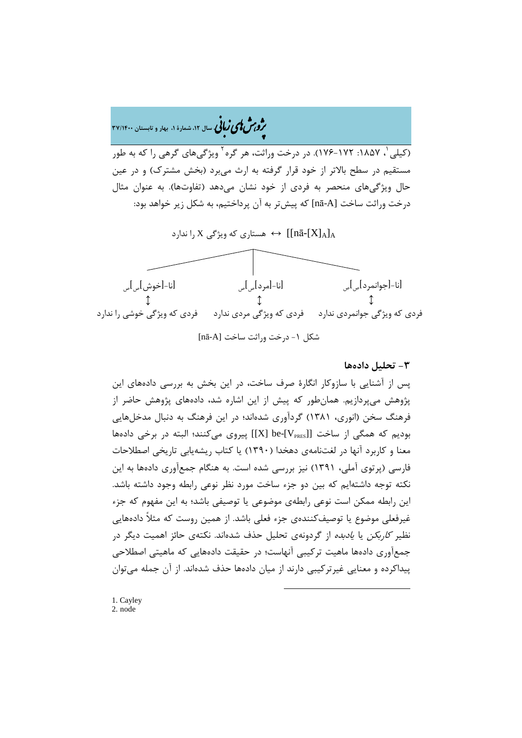(کیلی[1]، ۱۸۵۷: ۱۷۲-۱۷۶). در درخت وراثت، هر گره[2] ویژگی‌های گرهی را که به طور مستقیم در سطح بالاتر از خود قرار گرفته به ارث می‌برد (بخش مشترک) و در عین حال ویژگی‌های منحصر به فردی از خود نشان می‌دهد (تفاوت‌ها). به عنوان مثال درخت وراثت ساخت [nā-A] که پیش‌تر به آن پرداختیم، به شکل زیر خواهد بود:

$[[\text{nā-}[X]_A]_A \leftrightarrow$ هستاری که ویژگی X را ندارد

[نا-[جوانمرد]ص]ص ↕ فردی که ویژگی جوانمردی ندارد

[نا-[مرد]ص]ص ↕ فردی که ویژگی مردی ندارد

[نا-[خوش]ص]ص ↕ فردی که ویژگی خوشی را ندارد

شکل ۱- درخت وراثت ساخت [nā-A]

### ۳- تحلیل داده‌ها

پس از آشنایی با سازوکار انگارۀ صرف ساخت، در این بخش به بررسی داده‌های این پژوهش می‌پردازیم. همان‌طور که پیش از این اشاره شد، داده‌های پژوهش حاضر از فرهنگ سخن (انوری، ۱۳۸۱) گردآوری شده‌اند؛ در این فرهنگ به دنبال مدخل‌هایی بودیم که همگی از ساخت $[[X]\ \text{be-}[V_{PRES}]]$ پیروی می‌کنند؛ البته در برخی داده‌ها معنا و کاربرد آنها در لغت‌نامه‌ی دهخدا (۱۳۹۰) یا کتاب ریشه‌یابی تاریخی اصطلاحات فارسی (پرتوی آملی، ۱۳۹۱) نیز بررسی شده است. به هنگام جمع‌آوری داده‌ها به این نکته توجه داشته‌ایم که بین دو جزء ساخت مورد نظر نوعی رابطه وجود داشته باشد. این رابطه ممکن است نوعی رابطه‌ی موضوعی یا توصیفی باشد؛ به این مفهوم که جزء غیرفعلی موضوع یا توصیف‌کننده‌ی جزء فعلی باشد. از همین روست که مثلاً داده‌هایی نظیر *کاربکن* یا *یادبده* از گردونه‌ی تحلیل حذف شده‌اند. نکته‌ی حائز اهمیت دیگر در جمع‌آوری داده‌ها ماهیت ترکیبی آنهاست؛ در حقیقت داده‌هایی که ماهیتی اصطلاحی پیداکرده و معنایی غیرترکیبی دارند از میان داده‌ها حذف شده‌اند. از آن جمله می‌توان

---

1. Cayley
2. node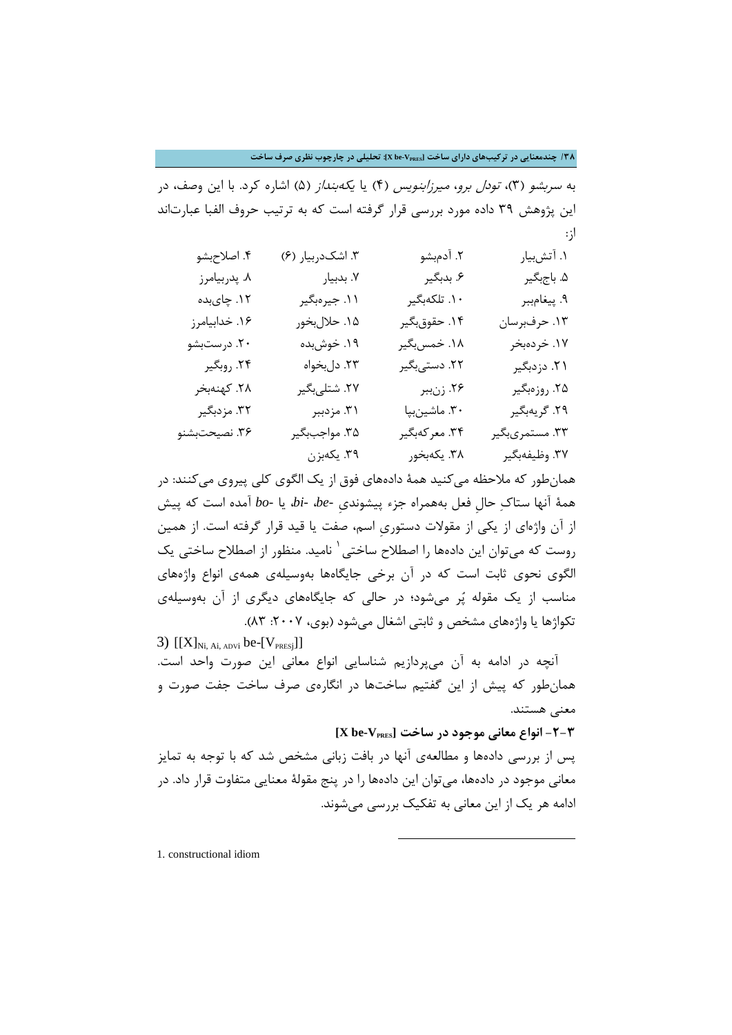به *سربشو* (۳)، *تودل برو*، *میرزابنویس* (۴) یا *یکه‌بنداز* (۵) اشاره کرد. با این وصف، در این پژوهش ۳۹ داده مورد بررسی قرار گرفته است که به ترتیب حروف الفبا عبارت‌اند از:

| | | | |
|---|---|---|---|
| ۱. آتش‌بیار | ۲. آدم‌بشو | ۳. اشک‌دربیار (۶) | ۴. اصلاح‌بشو |
| ۵. باج‌بگیر | ۶. بدبگیر | ۷. بدبیار | ۸. پدربیامرز |
| ۹. پیغام‌ببر | ۱۰. تلکه‌بگیر | ۱۱. جیره‌بگیر | ۱۲. چای‌بده |
| ۱۳. حرف‌برسان | ۱۴. حقوق‌بگیر | ۱۵. حلال‌بخور | ۱۶. خدابیامرز |
| ۱۷. خرده‌بخر | ۱۸. خمس‌بگیر | ۱۹. خوش‌بده | ۲۰. درست‌بشو |
| ۲۱. دزدبگیر | ۲۲. دستی‌بگیر | ۲۳. دل‌بخواه | ۲۴. روبگیر |
| ۲۵. روزه‌بگیر | ۲۶. زن‌ببر | ۲۷. شتلی‌بگیر | ۲۸. کهنه‌بخر |
| ۲۹. گریه‌بگیر | ۳۰. ماشین‌بپا | ۳۱. مزدببر | ۳۲. مزدبگیر |
| ۳۳. مستمری‌بگیر | ۳۴. معرکه‌بگیر | ۳۵. مواجب‌بگیر | ۳۶. نصیحت‌بشنو |
| ۳۷. وظیفه‌بگیر | ۳۸. یکه‌بخور | ۳۹. یکه‌بزن | |

همان‌طور که ملاحظه می‌کنید همهٔ داده‌های فوق از یک الگوی کلی پیروی می‌کنند: در همهٔ آنها ستاکِ حالِ فعل به‌همراه جزء پیشوندیِ *-be*، *-bi* یا *-bo* آمده است که پیش از آن واژه‌ای از یکی از مقولات دستوریِ اسم، صفت یا قید قرار گرفته است. از همین روست که می‌توان این داده‌ها را اصطلاح ساختی[1] نامید. منظور از اصطلاح ساختی یک الگوی نحوی ثابت است که در آن برخی جایگاه‌ها به‌وسیله‌ی همه‌ی انواع واژه‌های مناسب از یک مقوله پُر می‌شود؛ در حالی که جایگاه‌های دیگری از آن به‌وسیله‌ی تکواژها یا واژه‌های مشخص و ثابتی اشغال می‌شود (بوی، ۲۰۰۷: ۸۳).

3) $[[X]_{Ni,\ Ai,\ ADVi}\ \text{be-}[V_{PRESj}]]$

آنچه در ادامه به آن می‌پردازیم شناسایی انواع معانی این صورت واحد است. همان‌طور که پیش از این گفتیم ساخت‌ها در انگاره‌ی صرف ساخت جفت صورت و معنی هستند.

### ۳-۲- انواع معانی موجود در ساخت $[X\ \text{be-}V_{PRES}]$

پس از بررسی داده‌ها و مطالعه‌ی آنها در بافت زبانی مشخص شد که با توجه به تمایز معانی موجود در داده‌ها، می‌توان این داده‌ها را در پنج مقولهٔ معنایی متفاوت قرار داد. در ادامه هر یک از این معانی به تفکیک بررسی می‌شوند.

---

1. constructional idiom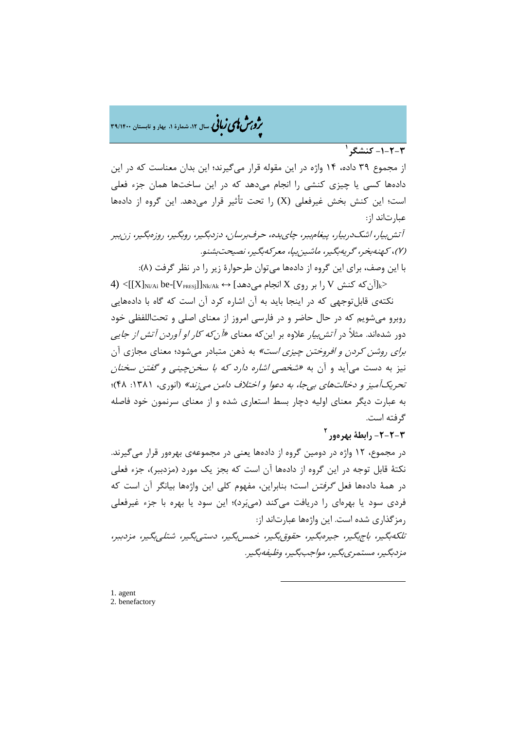### ۳-۲-۱- کنشگر[1]

از مجموع ۳۹ داده، ۱۴ واژه در این مقوله قرار می‌گیرند؛ این بدان معناست که در این داده‌ها کسی یا چیزی کنشی را انجام می‌دهد که در این ساخت‌ها همان جزء فعلی است؛ این کنش بخش غیرفعلی (X) را تحت تأثیر قرار می‌دهد. این گروه از داده‌ها عبارت‌اند از:

*آتش‌بیار، اشک‌دربیار، پیغام‌بر، چای‌بده، حرف‌برسان، دزدبگیر، روبگیر، روزه‌بگیر، زن‌ببر (۷)، کهنه‌بخر، گریه‌بگیر، ماشین‌بپا، معرکه‌بگیر، نصیحت‌بشنو.*

با این وصف، برای این گروه از داده‌ها می‌توان طرحوارهٔ زیر را در نظر گرفت (۸):

4) $<[[X]_{Ni/Ai}\ be\text{-}[V_{PRESj}]]_{Nk/Ak} \leftrightarrow$ [آن‌که کنش V را بر روی X انجام می‌دهد]$_k>$

نکته‌ی قابل‌توجهی که در اینجا باید به آن اشاره کرد آن است که گاه با داده‌هایی روبرو می‌شویم که در حال حاضر و در فارسی امروز از معنای اصلی و تحت‌اللفظی خود دور شده‌اند. مثلاً در *آتش‌بیار* علاوه بر این‌که معنای «*آن‌که کار او آوردن آتش از جایی برای روشن کردن و افروختن چیزی است*» به ذهن متبادر می‌شود؛ معنای مجازی آن نیز به دست می‌آید و آن به «*شخصی اشاره دارد که با سخن‌چینی و گفتن سخنان تحریک‌آمیز و دخالت‌های بی‌جا، به دعوا و اختلاف دامن می‌زند*» (انوری، ۱۳۸۱: ۴۸)؛ به عبارت دیگر معنای اولیه دچار بسط استعاری شده و از معنای سرنمون خود فاصله گرفته است.

### ۳-۲-۲- رابطهٔ بهره‌ور[2]

در مجموع، ۱۲ واژه در دومین گروه از داده‌ها یعنی در مجموعه‌ی بهره‌ور قرار می‌گیرند. نکتهٔ قابل توجه در این گروه از داده‌ها آن است که بجز یک مورد (مزدببر)، جزء فعلی در همهٔ داده‌ها فعل *گرفتن* است؛ بنابراین، مفهوم کلی این واژه‌ها بیانگر آن است که فردی سود یا بهره‌ای را دریافت می‌کند (می‌بَرد)؛ این سود یا بهره با جزء غیرفعلی رمزگذاری شده است. این واژه‌ها عبارت‌اند از:

*تلکه‌بگیر، باج‌بگیر، جیره‌بگیر، حقوق‌بگیر، خمس‌بگیر، دستی‌بگیر، شتلی‌بگیر، مزدببر، مزدبگیر، مستمری‌بگیر، مواجب‌بگیر، وظیفه‌بگیر.*

---

1. agent
2. benefactory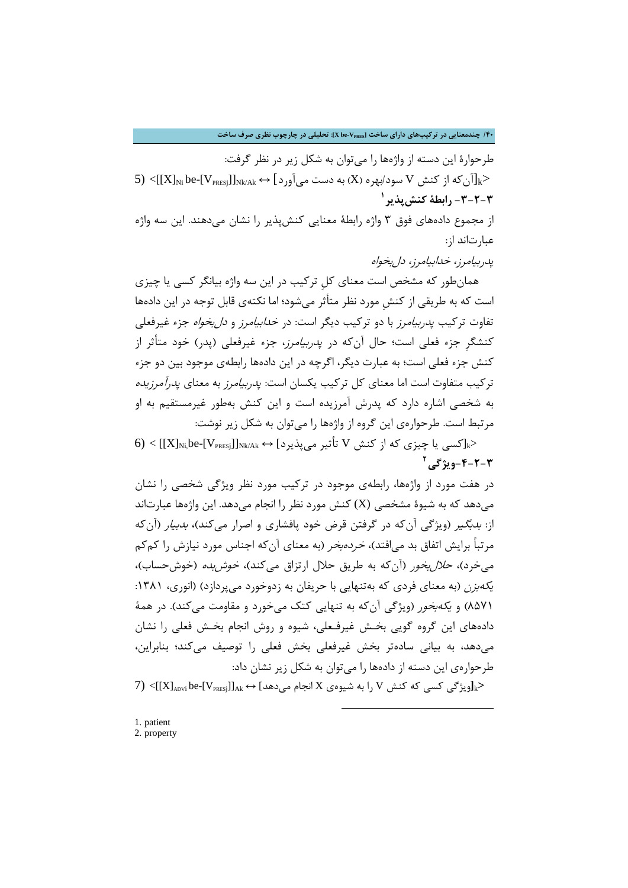طرحوارۀ این دسته از واژه‌ها را می‌توان به شکل زیر در نظر گرفت:

5) $<[[X]_{Ni}\,be\text{-}[V_{PRESj}]]_{Nk/Ak} \leftrightarrow$ [آن‌که از کنش V سود/بهره (X) به دست می‌آورد]$_k>$

### ۳-۲-۳- رابطۀ کنش‌پذیر[1]

از مجموع داده‌های فوق ۳ واژه رابطۀ معنایی کنش‌پذیر را نشان می‌دهند. این سه واژه عبارت‌اند از:

*پدربیامرز، خدابیامرز، دل‌بخواه*

همان‌طور که مشخص است معنای کل ترکیب در این سه واژه بیانگر کسی یا چیزی است که به طریقی از کنشِ مورد نظر متأثر می‌شود؛ اما نکته‌ی قابل توجه در این داده‌ها تفاوت ترکیب *پدربیامرز* با دو ترکیب دیگر است: در *خدابیامرز* و *دل‌بخواه* جزء غیرفعلی کنشگرِ جزء فعلی است؛ حال آن‌که در *پدربیامرز*، جزء غیرفعلی (پدر) خود متأثر از کنش جزء فعلی است؛ به عبارت دیگر، اگرچه در این داده‌ها رابطه‌ی موجود بین دو جزء ترکیب متفاوت است اما معنای کل ترکیب یکسان است: *پدربیامرز* به معنای *پدرآمرزیده* به شخصی اشاره دارد که پدرش آمرزیده است و این کنش به‌طور غیرمستقیم به او مرتبط است. طرحواره‌ی این گروه از واژه‌ها را می‌توان به شکل زیر نوشت:

6) $< [[X]_{Ni,}be\text{-}[V_{PRESj}]]_{Nk/Ak} \leftrightarrow$ [کسی یا چیزی که از کنش V تأثیر می‌پذیرد]$_k>$

### ۳-۲-۴-ویژگی[2]

در هفت مورد از واژه‌ها، رابطه‌ی موجود در ترکیب مورد نظر ویژگی شخصی را نشان می‌دهد که به شیوۀ مشخصی (X) کنش مورد نظر را انجام می‌دهد. این واژه‌ها عبارت‌اند از: *بدبگیر* (ویژگی آن‌که در گرفتن قرض خود پافشاری و اصرار می‌کند)، *بدبیار* (آن‌که مرتباً برایش اتفاق بد می‌افتد)، *خرده‌بخر* (به معنای آن‌که اجناس مورد نیازش را کم‌کم می‌خرد)، *حلال‌بخور* (آن‌که به طریق حلال ارتزاق می‌کند)، *خوش‌بده* (خوش‌حساب)، *یکه‌بزن* (به معنای فردی که به‌تنهایی با حریفان به زدوخورد می‌پردازد) (انوری، ۱۳۸۱: ۸۵۷۱) و *یکه‌بخور* (ویژگی آن‌که به تنهایی کتک می‌خورد و مقاومت می‌کند). در همۀ داده‌های این گروه گویی بخش غیرفعلی، شیوه و روش انجام بخش فعلی را نشان می‌دهد، به بیانی ساده‌تر بخش غیرفعلی بخش فعلی را توصیف می‌کند؛ بنابراین، طرحواره‌ی این دسته از داده‌ها را می‌توان به شکل زیر نشان داد:

7) $<[[X]_{ADVi}\,be\text{-}[V_{PRESj}]]_{Ak} \leftrightarrow$ [ویژگی کسی که کنش V را به شیوه‌ی X انجام می‌دهد]$_k>$

---

1. patient
2. property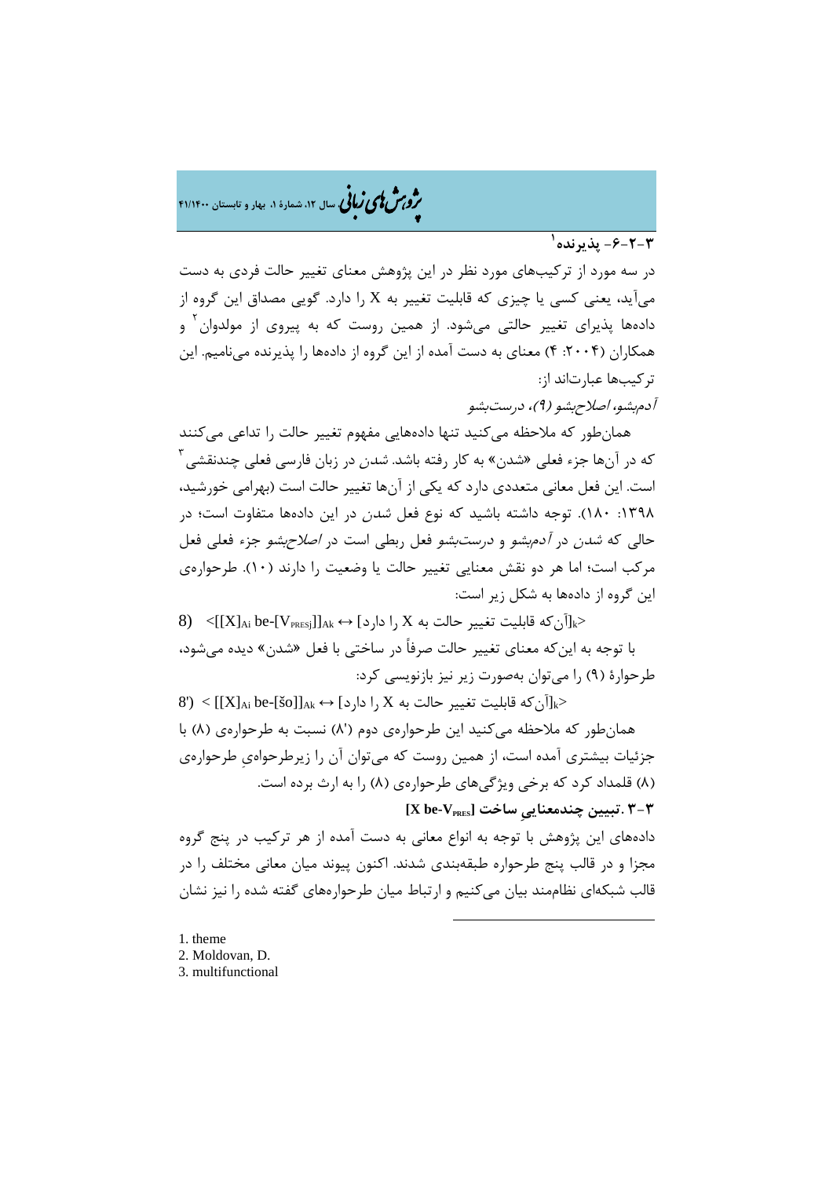### ۳-۲-۶- پذیرنده[1]

در سه مورد از ترکیب‌های مورد نظر در این پژوهش معنای تغییر حالت فردی به دست می‌آید، یعنی کسی یا چیزی که قابلیت تغییر به X را دارد. گویی مصداق این گروه از داده‌ها پذیرای تغییر حالتی می‌شود. از همین روست که به پیروی از مولدوان[2] و همکاران (۲۰۰۴: ۴) معنای به دست آمده از این گروه از داده‌ها را پذیرنده می‌نامیم. این ترکیب‌ها عبارت‌اند از:

*آدم‌بشو، اصلاح‌بشو (۹)، درست‌بشو*

همان‌طور که ملاحظه می‌کنید تنها داده‌هایی مفهوم تغییر حالت را تداعی می‌کنند که در آن‌ها جزء فعلی «شدن» به کار رفته باشد. *شدن* در زبان فارسی فعلی چندنقشی[3] است. این فعل معانی متعددی دارد که یکی از آن‌ها تغییر حالت است (بهرامی خورشید، ۱۳۹۸: ۱۸۰). توجه داشته باشید که نوع فعل *شدن* در این داده‌ها متفاوت است؛ در حالی که *شدن* در *آدم‌بشو* و *درست‌بشو* فعل ربطی است در *اصلاح‌بشو* جزء فعلی فعل مرکب است؛ اما هر دو نقش معنایی تغییر حالت یا وضعیت را دارند (۱۰). طرحواره‌ی این گروه از داده‌ها به شکل زیر است:

8) $<[[X]_{Ai}\ be\text{-}[V_{PRESj}]]_{Ak} \leftrightarrow$ [آن‌که قابلیت تغییر حالت به X را دارد]$_k>$

با توجه به این‌که معنای تغییر حالت صرفاً در ساختی با فعل «شدن» دیده می‌شود، طرحوارهٔ (۹) را می‌توان به‌صورت زیر نیز بازنویسی کرد:

8') $<[[X]_{Ai}\ be\text{-}[šo]]_{Ak} \leftrightarrow$ [آن‌که قابلیت تغییر حالت به X را دارد]$_k>$

همان‌طور که ملاحظه می‌کنید این طرحواره‌ی دوم ('۸) نسبت به طرحواره‌ی (۸) با جزئیات بیشتری آمده است، از همین روست که می‌توان آن را زیرطرحواهِ طرحواره‌ی (۸) قلمداد کرد که برخی ویژگی‌های طرحواره‌ی (۸) را به ارث برده است.

## ۳-۳ .تبیین چندمعناییِ ساخت $[X\ be\text{-}V_{PRES}]$

داده‌های این پژوهش با توجه به انواع معانی به دست آمده از هر ترکیب در پنج گروه مجزا و در قالب پنج طرحواره طبقه‌بندی شدند. اکنون پیوند میان معانی مختلف را در قالب شبکه‌ای نظام‌مند بیان می‌کنیم و ارتباط میان طرحواره‌های گفته شده را نیز نشان

---

1. theme
2. Moldovan, D.
3. multifunctional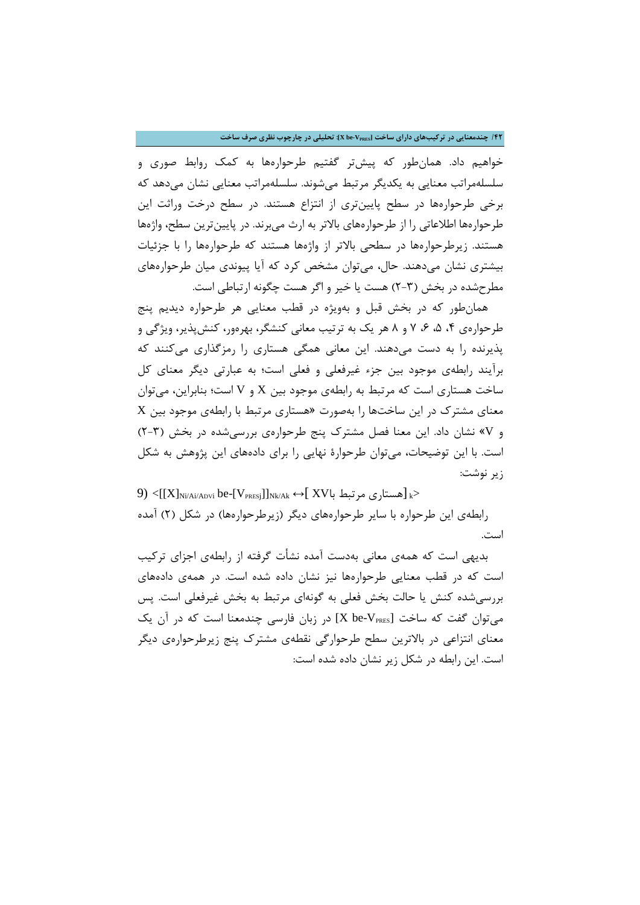خواهیم داد. همان‌طور که پیش‌تر گفتیم طرحواره‌ها به کمک روابط صوری و سلسله‌مراتب معنایی به یکدیگر مرتبط می‌شوند. سلسله‌مراتب معنایی نشان می‌دهد که برخی طرحواره‌ها در سطح پایین‌تری از انتزاع هستند. در سطح درخت وراثت این طرحواره‌ها اطلاعاتی را از طرحواره‌های بالاتر به ارث می‌برند. در پایین‌ترین سطح، واژه‌ها هستند. زیرطرحواره‌ها در سطحی بالاتر از واژه‌ها هستند که طرحواره‌ها را با جزئیات بیشتری نشان می‌دهند. حال، می‌توان مشخص کرد که آیا پیوندی میان طرحواره‌های مطرح‌شده در بخش (۳-۲) هست یا خیر و اگر هست چگونه ارتباطی است.

همان‌طور که در بخش قبل و به‌ویژه در قطب معنایی هر طرحواره دیدیم پنج طرحواره‌ی ۴، ۵، ۶، ۷ و ۸ هر یک به ترتیب معانی کنشگر، بهره‌ور، کنش‌پذیر، ویژگی و پذیرنده را به دست می‌دهند. این معانی همگی هستاری را رمزگذاری می‌کنند که برآیند رابطه‌ی موجود بین جزء غیرفعلی و فعلی است؛ به عبارتی دیگر معنای کل ساخت هستاری است که مرتبط به رابطه‌ی موجود بین X و V است؛ بنابراین، می‌توان معنای مشترک در این ساخت‌ها را به‌صورت «هستاری مرتبط با رابطه‌ی موجود بین X و V» نشان داد. این معنا فصل مشترک پنج طرحواره‌ی بررسی‌شده در بخش (۳-۲) است. با این توضیحات، می‌توان طرحوارۀ نهایی را برای داده‌های این پژوهش به شکل زیر نوشت:

9) $<[[X]_{Ni/Ai/ADVi}\ be\text{-}[V_{PRESj}]]_{Nk/Ak} \leftrightarrow$ [هستاری مرتبط با $XV$]$_k>$

رابطه‌ی این طرحواره با سایر طرحواره‌های دیگر (زیرطرحواره‌ها) در شکل (۲) آمده است.

بدیهی است که همه‌ی معانی به‌دست آمده نشأت گرفته از رابطه‌ی اجزای ترکیب است که در قطب معنایی طرحواره‌ها نیز نشان داده شده است. در همه‌ی داده‌های بررسی‌شده کنش یا حالت بخش فعلی به گونه‌ای مرتبط به بخش غیرفعلی است. پس می‌توان گفت که ساخت $[X\ be\text{-}V_{PRES}]$ در زبان فارسی چندمعنا است که در آن یک معنای انتزاعی در بالاترین سطح طرحوارگی نقطه‌ی مشترک پنج زیرطرحواره‌ی دیگر است. این رابطه در شکل زیر نشان داده شده است: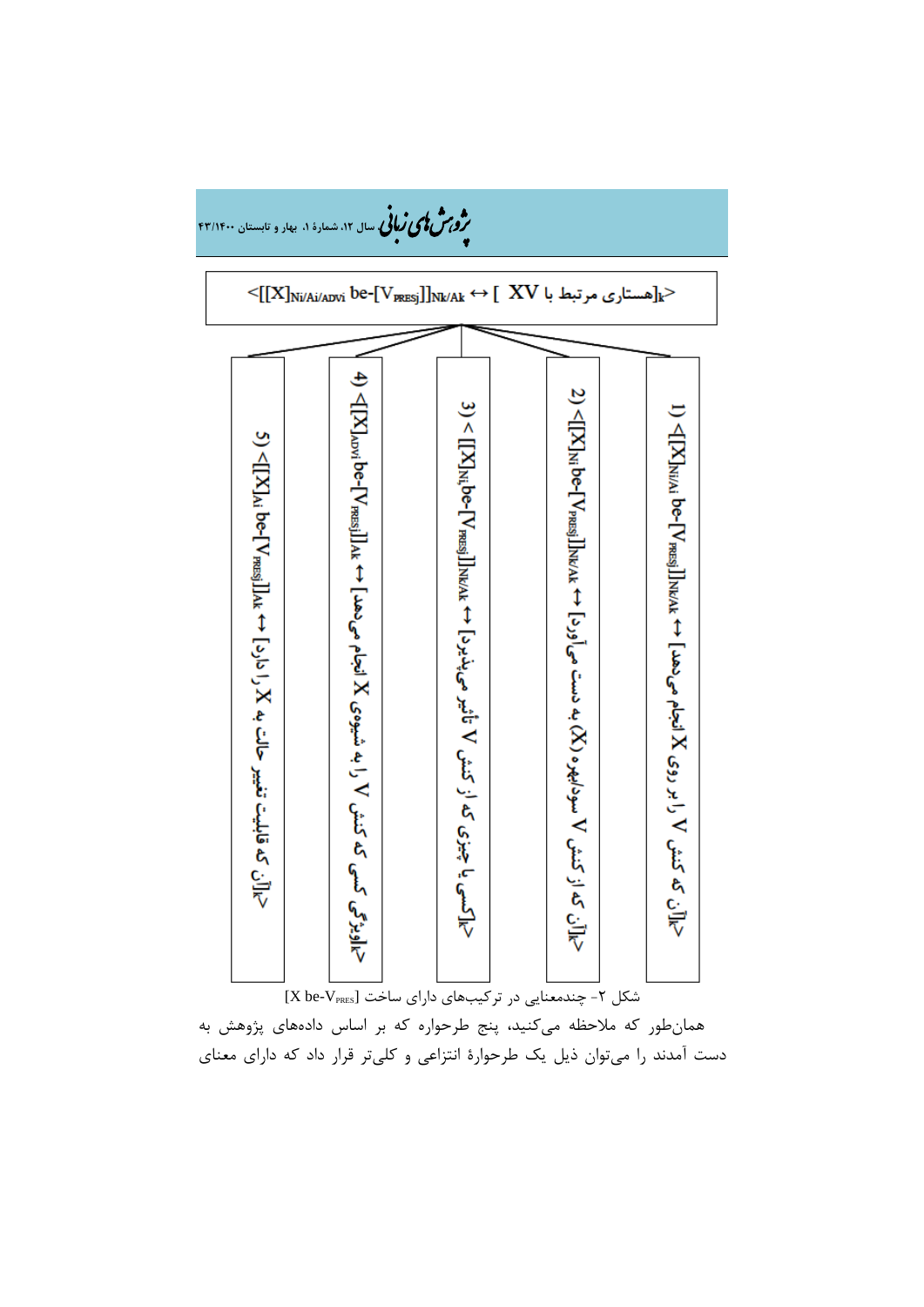<[[X]<sub>Ni/Ai/ADVi</sub> be-[V<sub>PRESj</sub>]]<sub>Nk/Ak</sub> ↔ [ هستاری مرتبط با XV ]<sub>k</sub>>

1) <[[X]$_{Ni/Ai}$ be-[V$_{PRESj}$]]$_{Nk/Ak}$ ↔ [آن که کنش V را بر روی X انجام می‌دهد]$_k$>

2) <[[X]$_{Ni}$ be-[V$_{PRESj}$]]$_{Nk/Ak}$ ↔ [آن که از کنش V سود/بهره (X) به دست می‌آورد]$_k$>

3) <[[X]$_{Ni}$ be-[V$_{PRESj}$]]$_{Nk/Ak}$ ↔ [کسی یا چیزی که از کنش V تأثیر می‌پذیرد]$_k$>

4) <[[X]$_{ADVi}$ be-[V$_{PRESj}$]]$_{Ak}$ ↔ [ویژگی کسی که کنش V را به شیوه‌ی X انجام می‌دهد]$_k$>

5) <[[X]$_{Ai}$ be-[V$_{PRESj}$]]$_{Ak}$ ↔ [آن که قابلیت تغییر حالت به X را دارد]$_k$>

شکل ۲- چندمعنایی در ترکیب‌های دارای ساخت [X be-V$_{PRES}$]

همان‌طور که ملاحظه می‌کنید، پنج طرحواره که بر اساس داده‌های پژوهش به دست آمدند را می‌توان ذیل یک طرحوارهٔ انتزاعی و کلی‌تر قرار داد که دارای معنای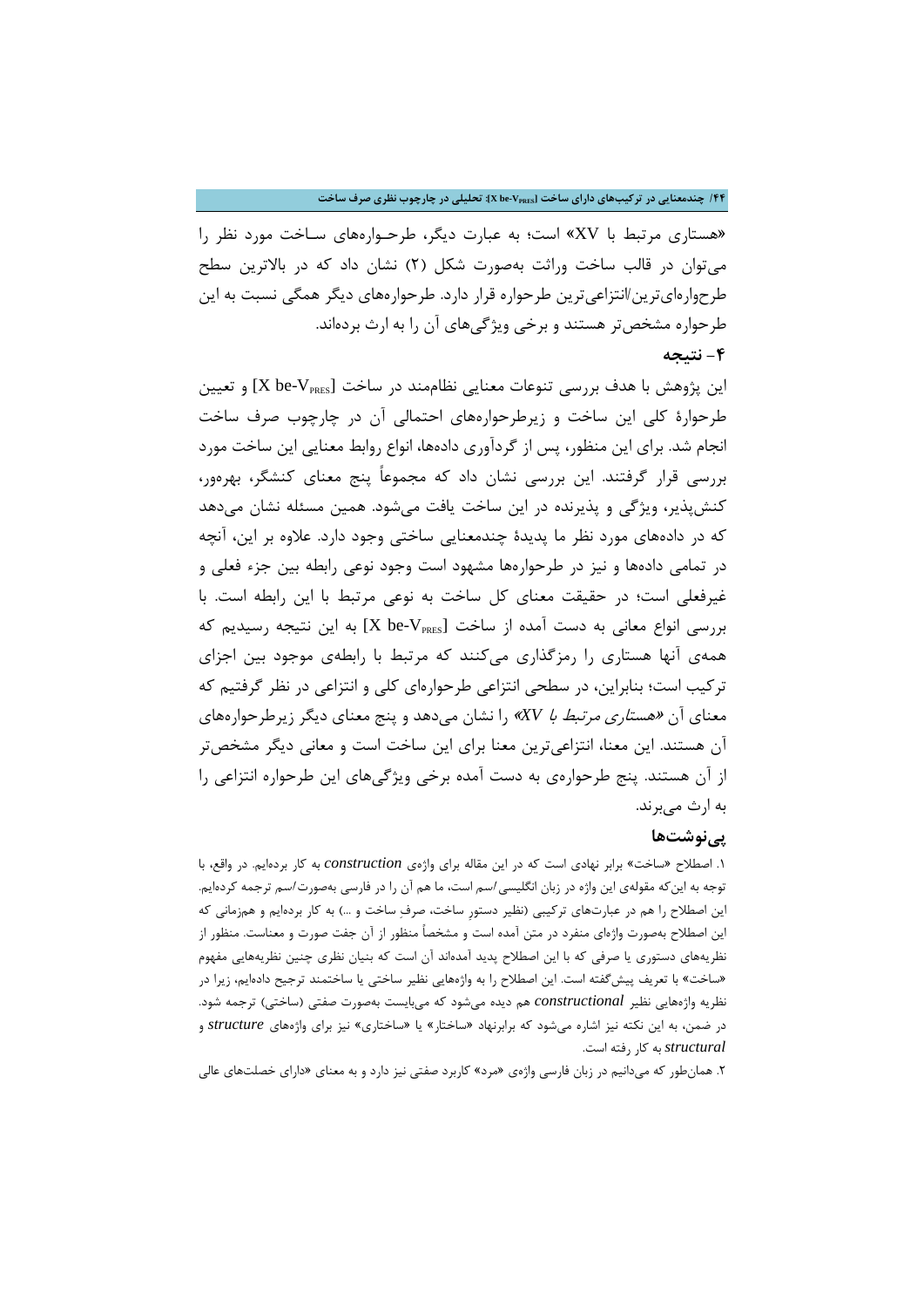«هستاری مرتبط با XV» است؛ به عبارت دیگر، طرحواره‌های ساخت مورد نظر را می‌توان در قالب ساخت وراثت به‌صورت شکل (۲) نشان داد که در بالاترین سطح طرحواره‌ای‌ترین/انتزاعی‌ترین طرحواره قرار دارد. طرحواره‌های دیگر همگی نسبت به این طرحواره مشخص‌تر هستند و برخی ویژگی‌های آن را به ارث برده‌اند.

## ۴- نتیجه

این پژوهش با هدف بررسی تنوعات معنایی نظام‌مند در ساخت $[X\ be\text{-}V_{PRES}]$ و تعیین طرحوارهٔ کلی این ساخت و زیرطرحواره‌های احتمالی آن در چارچوب صرف ساخت انجام شد. برای این منظور، پس از گردآوری داده‌ها، انواع روابط معنایی این ساخت مورد بررسی قرار گرفتند. این بررسی نشان داد که مجموعاً پنج معنای کنشگر، بهره‌ور، کنش‌پذیر، ویژگی و پذیرنده در این ساخت یافت می‌شود. همین مسئله نشان می‌دهد که در داده‌های مورد نظر ما پدیدهٔ چندمعنایی ساختی وجود دارد. علاوه بر این، آنچه در تمامی داده‌ها و نیز در طرحواره‌ها مشهود است وجود نوعی رابطه بین جزء فعلی و غیرفعلی است؛ در حقیقت معنای کل ساخت به نوعی مرتبط با این رابطه است. با بررسی انواع معانی به دست آمده از ساخت $[X\ be\text{-}V_{PRES}]$ به این نتیجه رسیدیم که همهٔ آنها هستاری را رمزگذاری می‌کنند که مرتبط با رابطه‌ی موجود بین اجزای ترکیب است؛ بنابراین، در سطحی انتزاعی طرحواره‌ای کلی و انتزاعی در نظر گرفتیم که معنای آن «*هستاری مرتبط با XV*» را نشان می‌دهد و پنج معنای دیگر زیرطرحواره‌های آن هستند. این معنا، انتزاعی‌ترین معنا برای این ساخت است و معانی دیگر مشخص‌تر از آن هستند. پنج طرحواره‌ی به دست آمده برخی ویژگی‌های این طرحواره انتزاعی را به ارث می‌برند.

## پی‌نوشت‌ها

۱. اصطلاح «ساخت» برابر نهادی است که در این مقاله برای واژه‌ی ***construction*** به کار برده‌ایم. در واقع، با توجه به این‌که مقوله‌ی این واژه در زبان انگلیسی *اسم* است، ما هم آن را در فارسی به‌صورت *اسم* ترجمه کرده‌ایم. این اصطلاح را هم در عبارت‌های ترکیبی (نظیر دستورِ ساخت، صرفِ ساخت و ...) به کار برده‌ایم و هم‌زمانی که این اصطلاح به‌صورت واژه‌ای منفرد در متن آمده است و مشخصاً منظور از آن جفت صورت و معناست. منظور از نظریه‌های دستوری یا صرفی که با این اصطلاح پدید آمده‌اند آن است که بنیان نظری چنین نظریه‌هایی مفهوم «ساخت» با تعریف پیش‌گفته است. این اصطلاح را به واژه‌هایی نظیر ساختی یا ساختمند ترجیح داده‌ایم، زیرا در نظریه واژه‌هایی نظیر ***constructional*** هم دیده می‌شود که می‌بایست به‌صورت صفتی (ساختی) ترجمه شود. در ضمن، به این نکته نیز اشاره می‌شود که برابرنهاد «ساختار» یا «ساختاری» نیز برای واژه‌های ***structure*** و ***structural*** به کار رفته است.

۲. همان‌طور که می‌دانیم در زبان فارسی واژه‌ی «مرد» کاربرد صفتی نیز دارد و به معنای «دارای خصلت‌های عالی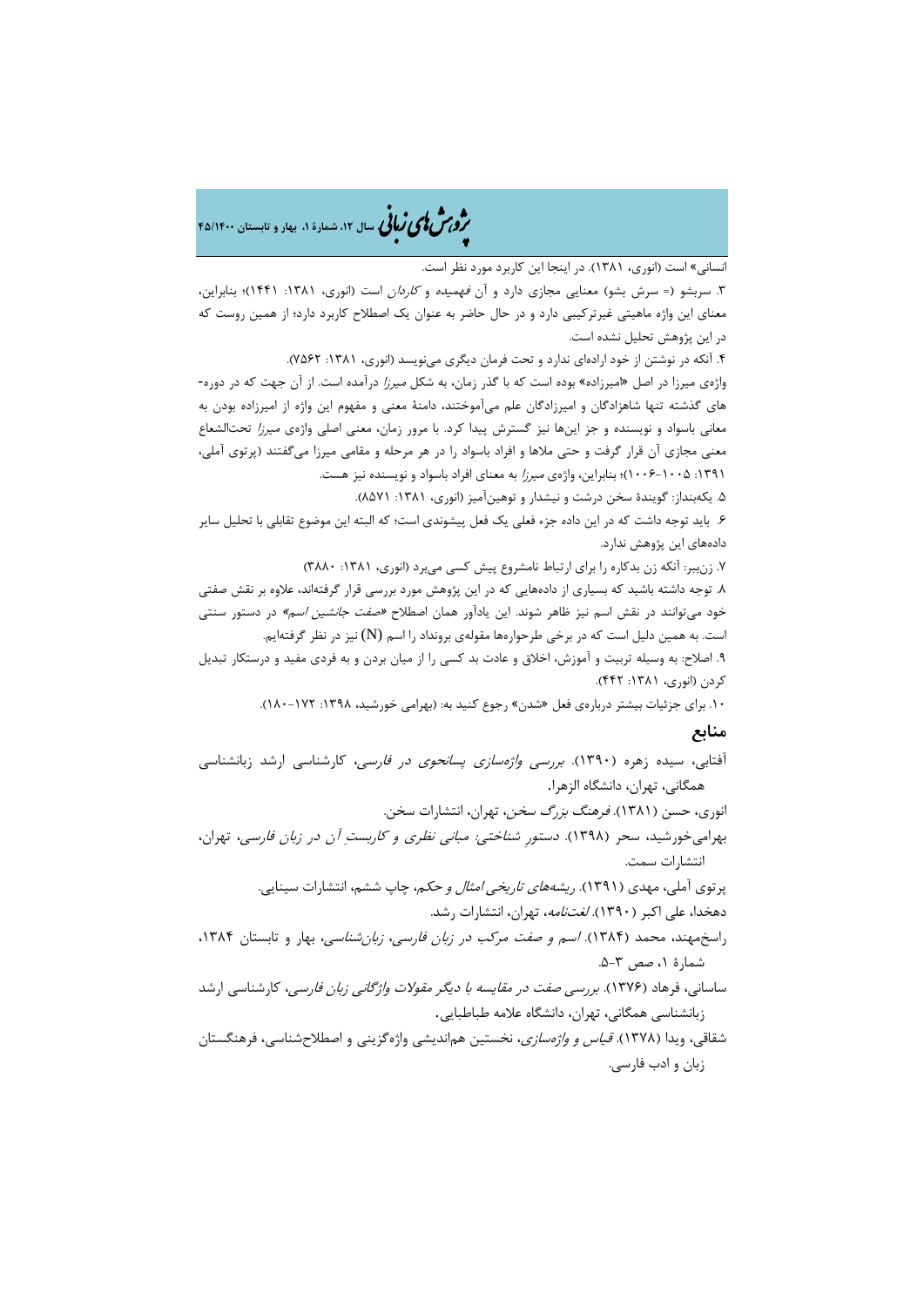انسانی» است (انوری، ۱۳۸۱). در اینجا این کاربرد مورد نظر است.

۳. سربشو (= سرش بشو) معنایی مجازی دارد و آن *فهمیده* و *کاردان* است (انوری، ۱۳۸۱: ۱۴۴۱)؛ بنابراین، معنای این واژه ماهیتی غیرترکیبی دارد و در حال حاضر به عنوان یک اصطلاح کاربرد دارد؛ از همین روست که در این پژوهش تحلیل نشده است.

۴. آنکه در نوشتن از خود ارادهای ندارد و تحت فرمان دیگری می‌نویسد (انوری، ۱۳۸۱: ۷۵۶۲).

واژه‌ی میرزا در اصل «امیرزاده» بوده است که با گذر زمان، به شکل *میرزا* درآمده است. از آن جهت که در دوره‌های گذشته تنها شاهزادگان و امیرزادگان علم می‌آموختند، دامنهٔ معنی و مفهوم این واژه از امیرزاده بودن به معانی باسواد و نویسنده و جز این‌ها نیز گسترش پیدا کرد. با مرور زمان، معنی اصلی واژه‌ی *میرزا* تحت‌الشعاع معنی مجازی آن قرار گرفت و حتی ملاها و افراد باسواد را در هر مرحله و مقامی میرزا می‌گفتند (پرتوی آملی، ۱۳۹۱: ۱۰۰۵-۱۰۰۶)؛ بنابراین، واژه‌ی *میرزا* به معنای افراد باسواد و نویسنده نیز هست.

۵. یکه‌بنداز: گویندهٔ سخن درشت و نیشدار و توهین‌آمیز (انوری، ۱۳۸۱: ۸۵۷۱).

۶. باید توجه داشت که در این داده جزء فعلی یک فعل پیشوندی است؛ که البته این موضوع تقابلی با تحلیل سایر داده‌های این پژوهش ندارد.

۷. زن‌بیر: آنکه زن بدکاره را برای ارتباط نامشروع پیش کسی می‌برد (انوری، ۱۳۸۱: ۳۸۸۰)

۸. توجه داشته باشید که بسیاری از داده‌هایی که در این پژوهش مورد بررسی قرار گرفته‌اند، علاوه بر نقش صفتی خود می‌توانند در نقش اسم نیز ظاهر شوند. این یادآور همان اصطلاح *«صفت جانشین اسم»* در دستور سنتی است. به همین دلیل است که در برخی طرحواره‌ها مقوله‌ی برونداد را اسم (N) نیز در نظر گرفته‌ایم.

۹. اصلاح: به وسیله تربیت و آموزش، اخلاق و عادت بد کسی را از میان بردن و به فردی مفید و درستکار تبدیل کردن (انوری، ۱۳۸۱: ۴۴۲).

۱۰. برای جزئیات بیشتر درباره‌ی فعل «شدن» رجوع کنید به: (بهرامی خورشید، ۱۳۹۸: ۱۷۲-۱۸۰).

## منابع

آفتابی، سیده زهره (۱۳۹۰). *بررسی واژه‌سازی پسانحوی در فارسی*، کارشناسی ارشد زبانشناسی همگانی، تهران، دانشگاه الزهرا.

انوری، حسن (۱۳۸۱). *فرهنگ بزرگ سخن*، تهران، انتشارات سخن.

بهرامی‌خورشید، سحر (۱۳۹۸). *دستورِ شناختی: مبانی نظری و کاربستِ آن در زبان فارسی*، تهران، انتشارات سمت.

پرتوی آملی، مهدی (۱۳۹۱). *ریشه‌های تاریخی امثال و حکم*، چاپ ششم، انتشارات سینایی.

دهخدا، علی اکبر (۱۳۹۰). *لغت‌نامه*، تهران، انتشارات رشد.

راسخ‌مهند، محمد (۱۳۸۴). *اسم و صفت مرکب در زبان فارسی*، *زبان‌شناسی*، بهار و تابستان ۱۳۸۴، شمارهٔ ۱، صص ۳-۵.

ساسانی، فرهاد (۱۳۷۶). *بررسی صفت در مقایسه با دیگر مقولات واژگانی زبان فارسی*، کارشناسی ارشد زبانشناسی همگانی، تهران، دانشگاه علامه طباطبایی.

شقاقی، ویدا (۱۳۷۸). *قیاس و واژه‌سازی*، نخستین هم‌اندیشی واژه‌گزینی و اصطلاح‌شناسی، فرهنگستان زبان و ادب فارسی.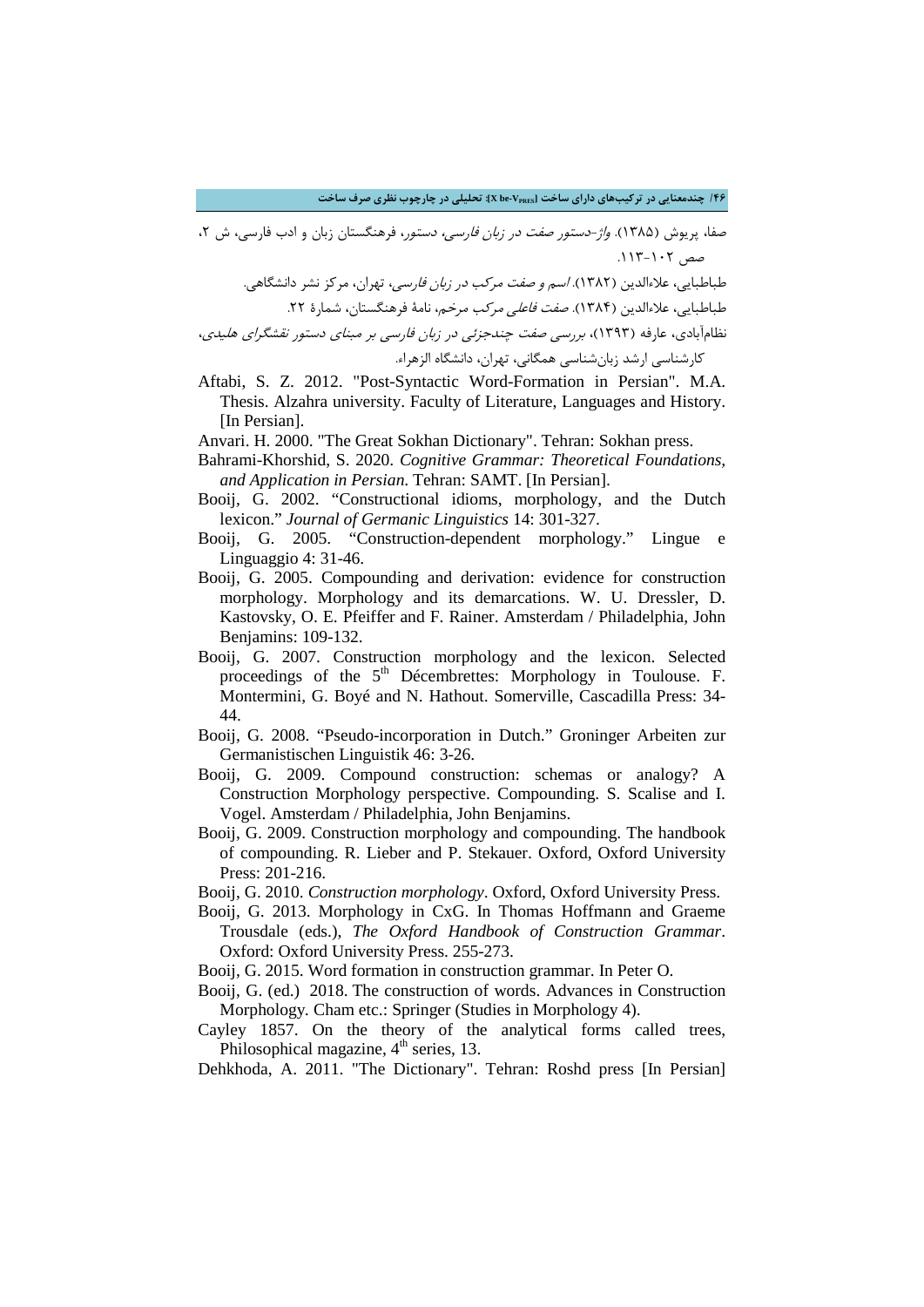صفا، پریوش (۱۳۸۵). *واژ-دستور صفت در زبان فارسی*، دستور، فرهنگستان زبان و ادب فارسی، ش ۲، صص ۱۰۲-۱۱۳.

طباطبایی، علاءالدین (۱۳۸۲). *اسم و صفت مرکب در زبان فارسی*، تهران، مرکز نشر دانشگاهی.

طباطبایی، علاءالدین (۱۳۸۴). *صفت فاعلی مرکب مرخم*، نامهٔ فرهنگستان، شمارهٔ ۲۲.

نظام‌آبادی، عارفه (۱۳۹۳)، *بررسی صفت چندجزئی در زبان فارسی بر مبنای دستور نقشگرای هلیدی*، کارشناسی ارشد زبان‌شناسی همگانی، تهران، دانشگاه الزهراء.

Aftabi, S. Z. 2012. "Post-Syntactic Word-Formation in Persian". M.A. Thesis. Alzahra university. Faculty of Literature, Languages and History. [In Persian].

Anvari. H. 2000. "The Great Sokhan Dictionary". Tehran: Sokhan press.

Bahrami-Khorshid, S. 2020. *Cognitive Grammar: Theoretical Foundations, and Application in Persian*. Tehran: SAMT. [In Persian].

Booij, G. 2002. "Constructional idioms, morphology, and the Dutch lexicon." *Journal of Germanic Linguistics* 14: 301-327.

Booij, G. 2005. "Construction-dependent morphology." Lingue e Linguaggio 4: 31-46.

Booij, G. 2005. Compounding and derivation: evidence for construction morphology. Morphology and its demarcations. W. U. Dressler, D. Kastovsky, O. E. Pfeiffer and F. Rainer. Amsterdam / Philadelphia, John Benjamins: 109-132.

Booij, G. 2007. Construction morphology and the lexicon. Selected proceedings of the 5th Décembrettes: Morphology in Toulouse. F. Montermini, G. Boyé and N. Hathout. Somerville, Cascadilla Press: 34-44.

Booij, G. 2008. "Pseudo-incorporation in Dutch." Groninger Arbeiten zur Germanistischen Linguistik 46: 3-26.

Booij, G. 2009. Compound construction: schemas or analogy? A Construction Morphology perspective. Compounding. S. Scalise and I. Vogel. Amsterdam / Philadelphia, John Benjamins.

Booij, G. 2009. Construction morphology and compounding. The handbook of compounding. R. Lieber and P. Stekauer. Oxford, Oxford University Press: 201-216.

Booij, G. 2010. *Construction morphology*. Oxford, Oxford University Press.

Booij, G. 2013. Morphology in CxG. In Thomas Hoffmann and Graeme Trousdale (eds.), *The Oxford Handbook of Construction Grammar*. Oxford: Oxford University Press. 255-273.

Booij, G. 2015. Word formation in construction grammar. In Peter O.

Booij, G. (ed.) 2018. The construction of words. Advances in Construction Morphology. Cham etc.: Springer (Studies in Morphology 4).

Cayley 1857. On the theory of the analytical forms called trees, Philosophical magazine, 4th series, 13.

Dehkhoda, A. 2011. "The Dictionary". Tehran: Roshd press [In Persian]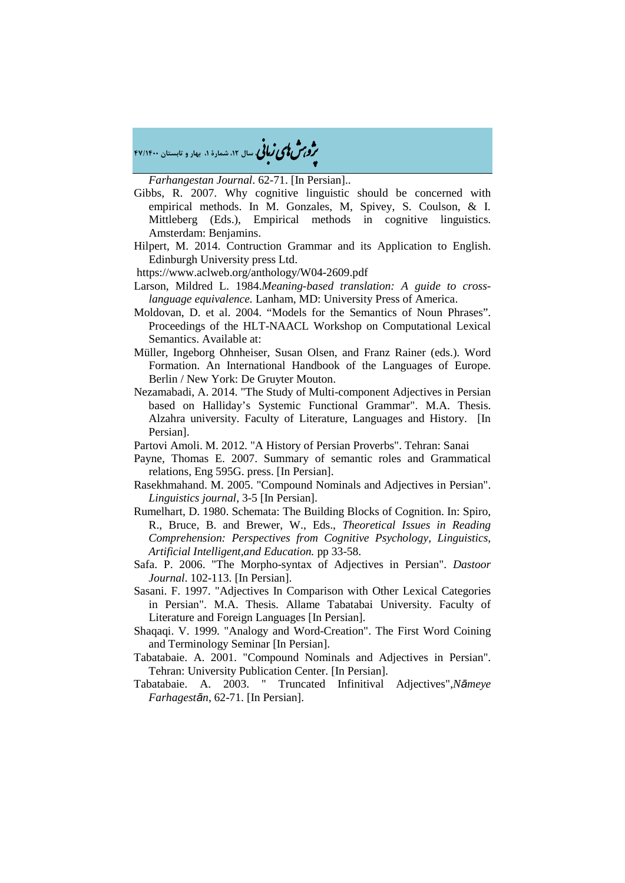*Farhangestan Journal*. 62-71. [In Persian]..

Gibbs, R. 2007. Why cognitive linguistic should be concerned with empirical methods. In M. Gonzales, M, Spivey, S. Coulson, & I. Mittleberg (Eds.), Empirical methods in cognitive linguistics. Amsterdam: Benjamins.

Hilpert, M. 2014. Contruction Grammar and its Application to English. Edinburgh University press Ltd.

https://www.aclweb.org/anthology/W04-2609.pdf

Larson, Mildred L. 1984.*Meaning-based translation: A guide to cross-language equivalence.* Lanham, MD: University Press of America.

Moldovan, D. et al. 2004. "Models for the Semantics of Noun Phrases". Proceedings of the HLT-NAACL Workshop on Computational Lexical Semantics. Available at:

Müller, Ingeborg Ohnheiser, Susan Olsen, and Franz Rainer (eds.). Word Formation. An International Handbook of the Languages of Europe. Berlin / New York: De Gruyter Mouton.

Nezamabadi, A. 2014. "The Study of Multi-component Adjectives in Persian based on Halliday's Systemic Functional Grammar". M.A. Thesis. Alzahra university. Faculty of Literature, Languages and History. [In Persian].

Partovi Amoli. M. 2012. "A History of Persian Proverbs". Tehran: Sanai

Payne, Thomas E. 2007. Summary of semantic roles and Grammatical relations, Eng 595G. press. [In Persian].

Rasekhmahand. M. 2005. "Compound Nominals and Adjectives in Persian". *Linguistics journal*, 3-5 [In Persian].

Rumelhart, D. 1980. Schemata: The Building Blocks of Cognition. In: Spiro, R., Bruce, B. and Brewer, W., Eds., *Theoretical Issues in Reading Comprehension: Perspectives from Cognitive Psychology, Linguistics, Artificial Intelligent,and Education.* pp 33-58.

Safa. P. 2006. "The Morpho-syntax of Adjectives in Persian". *Dastoor Journal*. 102-113. [In Persian].

Sasani. F. 1997. "Adjectives In Comparison with Other Lexical Categories in Persian". M.A. Thesis. Allame Tabatabai University. Faculty of Literature and Foreign Languages [In Persian].

Shaqaqi. V. 1999. "Analogy and Word-Creation". The First Word Coining and Terminology Seminar [In Persian].

Tabatabaie. A. 2001. "Compound Nominals and Adjectives in Persian". Tehran: University Publication Center. [In Persian].

Tabatabaie. A. 2003. " Truncated Infinitival Adjectives",*Nāmeye Farhagestān*, 62-71. [In Persian].